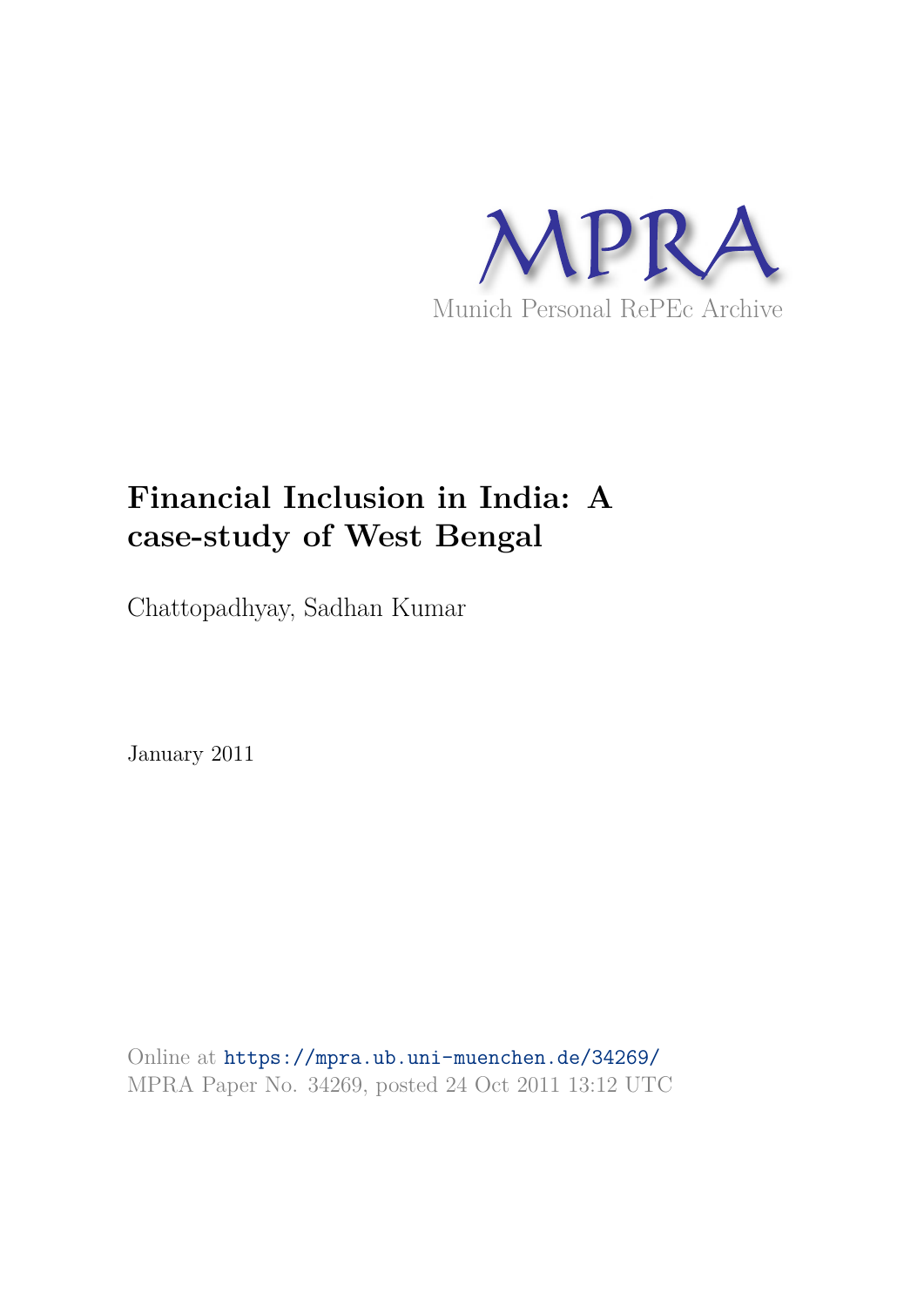MPRA

Munich Personal RePEc Archive

# Financial Inclusion in India: A case-study of West Bengal

Chattopadhyay, Sadhan Kumar

January 2011

Online at https://mpra.ub.uni-muenchen.de/34269/
MPRA Paper No. 34269, posted 24 Oct 2011 13:12 UTC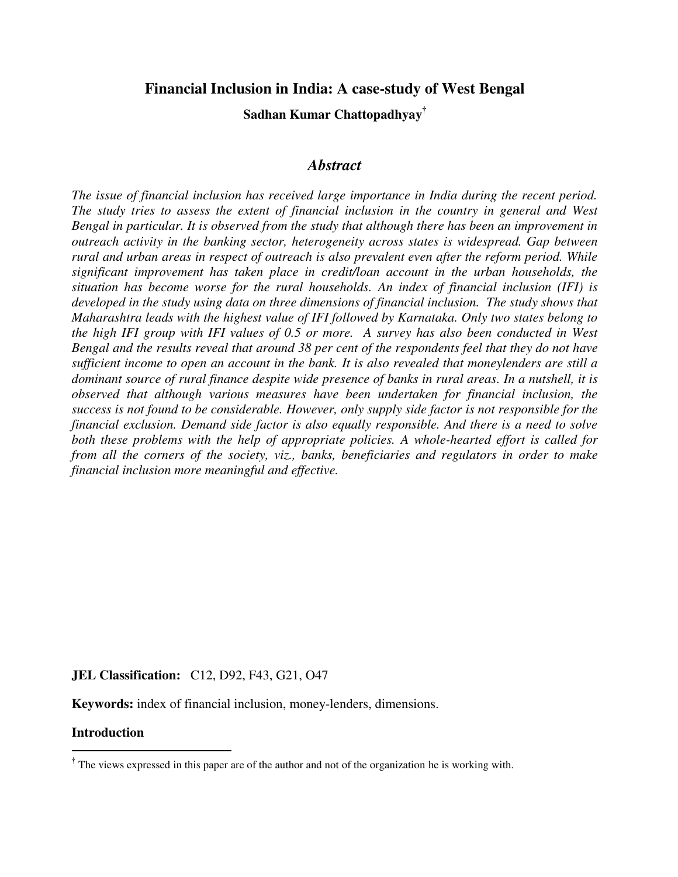# Financial Inclusion in India: A case-study of West Bengal

**Sadhan Kumar Chattopadhyay[†]**

## *Abstract*

*The issue of financial inclusion has received large importance in India during the recent period. The study tries to assess the extent of financial inclusion in the country in general and West Bengal in particular. It is observed from the study that although there has been an improvement in outreach activity in the banking sector, heterogeneity across states is widespread. Gap between rural and urban areas in respect of outreach is also prevalent even after the reform period. While significant improvement has taken place in credit/loan account in the urban households, the situation has become worse for the rural households. An index of financial inclusion (IFI) is developed in the study using data on three dimensions of financial inclusion. The study shows that Maharashtra leads with the highest value of IFI followed by Karnataka. Only two states belong to the high IFI group with IFI values of 0.5 or more. A survey has also been conducted in West Bengal and the results reveal that around 38 per cent of the respondents feel that they do not have sufficient income to open an account in the bank. It is also revealed that moneylenders are still a dominant source of rural finance despite wide presence of banks in rural areas. In a nutshell, it is observed that although various measures have been undertaken for financial inclusion, the success is not found to be considerable. However, only supply side factor is not responsible for the financial exclusion. Demand side factor is also equally responsible. And there is a need to solve both these problems with the help of appropriate policies. A whole-hearted effort is called for from all the corners of the society, viz., banks, beneficiaries and regulators in order to make financial inclusion more meaningful and effective.*

**JEL Classification:** C12, D92, F43, G21, O47

**Keywords:** index of financial inclusion, money-lenders, dimensions.

**Introduction**

---

[†] The views expressed in this paper are of the author and not of the organization he is working with.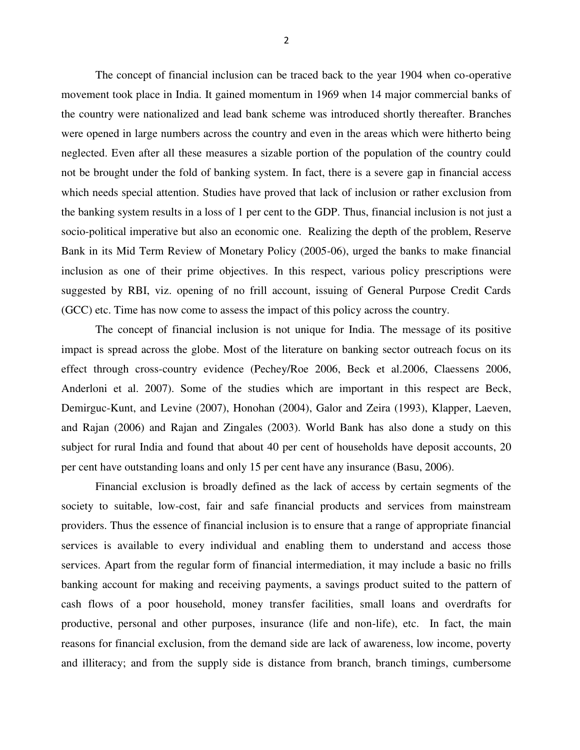The concept of financial inclusion can be traced back to the year 1904 when co-operative movement took place in India. It gained momentum in 1969 when 14 major commercial banks of the country were nationalized and lead bank scheme was introduced shortly thereafter. Branches were opened in large numbers across the country and even in the areas which were hitherto being neglected. Even after all these measures a sizable portion of the population of the country could not be brought under the fold of banking system. In fact, there is a severe gap in financial access which needs special attention. Studies have proved that lack of inclusion or rather exclusion from the banking system results in a loss of 1 per cent to the GDP. Thus, financial inclusion is not just a socio-political imperative but also an economic one. Realizing the depth of the problem, Reserve Bank in its Mid Term Review of Monetary Policy (2005-06), urged the banks to make financial inclusion as one of their prime objectives. In this respect, various policy prescriptions were suggested by RBI, viz. opening of no frill account, issuing of General Purpose Credit Cards (GCC) etc. Time has now come to assess the impact of this policy across the country.

The concept of financial inclusion is not unique for India. The message of its positive impact is spread across the globe. Most of the literature on banking sector outreach focus on its effect through cross-country evidence (Pechey/Roe 2006, Beck et al.2006, Claessens 2006, Anderloni et al. 2007). Some of the studies which are important in this respect are Beck, Demirguc-Kunt, and Levine (2007), Honohan (2004), Galor and Zeira (1993), Klapper, Laeven, and Rajan (2006) and Rajan and Zingales (2003). World Bank has also done a study on this subject for rural India and found that about 40 per cent of households have deposit accounts, 20 per cent have outstanding loans and only 15 per cent have any insurance (Basu, 2006).

Financial exclusion is broadly defined as the lack of access by certain segments of the society to suitable, low-cost, fair and safe financial products and services from mainstream providers. Thus the essence of financial inclusion is to ensure that a range of appropriate financial services is available to every individual and enabling them to understand and access those services. Apart from the regular form of financial intermediation, it may include a basic no frills banking account for making and receiving payments, a savings product suited to the pattern of cash flows of a poor household, money transfer facilities, small loans and overdrafts for productive, personal and other purposes, insurance (life and non-life), etc. In fact, the main reasons for financial exclusion, from the demand side are lack of awareness, low income, poverty and illiteracy; and from the supply side is distance from branch, branch timings, cumbersome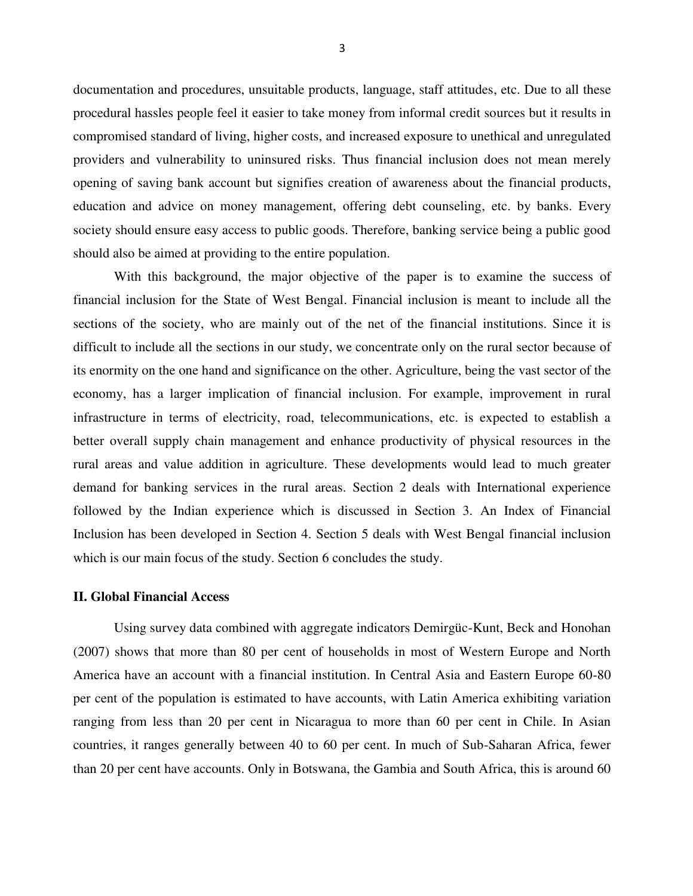documentation and procedures, unsuitable products, language, staff attitudes, etc. Due to all these procedural hassles people feel it easier to take money from informal credit sources but it results in compromised standard of living, higher costs, and increased exposure to unethical and unregulated providers and vulnerability to uninsured risks. Thus financial inclusion does not mean merely opening of saving bank account but signifies creation of awareness about the financial products, education and advice on money management, offering debt counseling, etc. by banks. Every society should ensure easy access to public goods. Therefore, banking service being a public good should also be aimed at providing to the entire population.

With this background, the major objective of the paper is to examine the success of financial inclusion for the State of West Bengal. Financial inclusion is meant to include all the sections of the society, who are mainly out of the net of the financial institutions. Since it is difficult to include all the sections in our study, we concentrate only on the rural sector because of its enormity on the one hand and significance on the other. Agriculture, being the vast sector of the economy, has a larger implication of financial inclusion. For example, improvement in rural infrastructure in terms of electricity, road, telecommunications, etc. is expected to establish a better overall supply chain management and enhance productivity of physical resources in the rural areas and value addition in agriculture. These developments would lead to much greater demand for banking services in the rural areas. Section 2 deals with International experience followed by the Indian experience which is discussed in Section 3. An Index of Financial Inclusion has been developed in Section 4. Section 5 deals with West Bengal financial inclusion which is our main focus of the study. Section 6 concludes the study.

## II. Global Financial Access

Using survey data combined with aggregate indicators Demirgüc-Kunt, Beck and Honohan (2007) shows that more than 80 per cent of households in most of Western Europe and North America have an account with a financial institution. In Central Asia and Eastern Europe 60-80 per cent of the population is estimated to have accounts, with Latin America exhibiting variation ranging from less than 20 per cent in Nicaragua to more than 60 per cent in Chile. In Asian countries, it ranges generally between 40 to 60 per cent. In much of Sub-Saharan Africa, fewer than 20 per cent have accounts. Only in Botswana, the Gambia and South Africa, this is around 60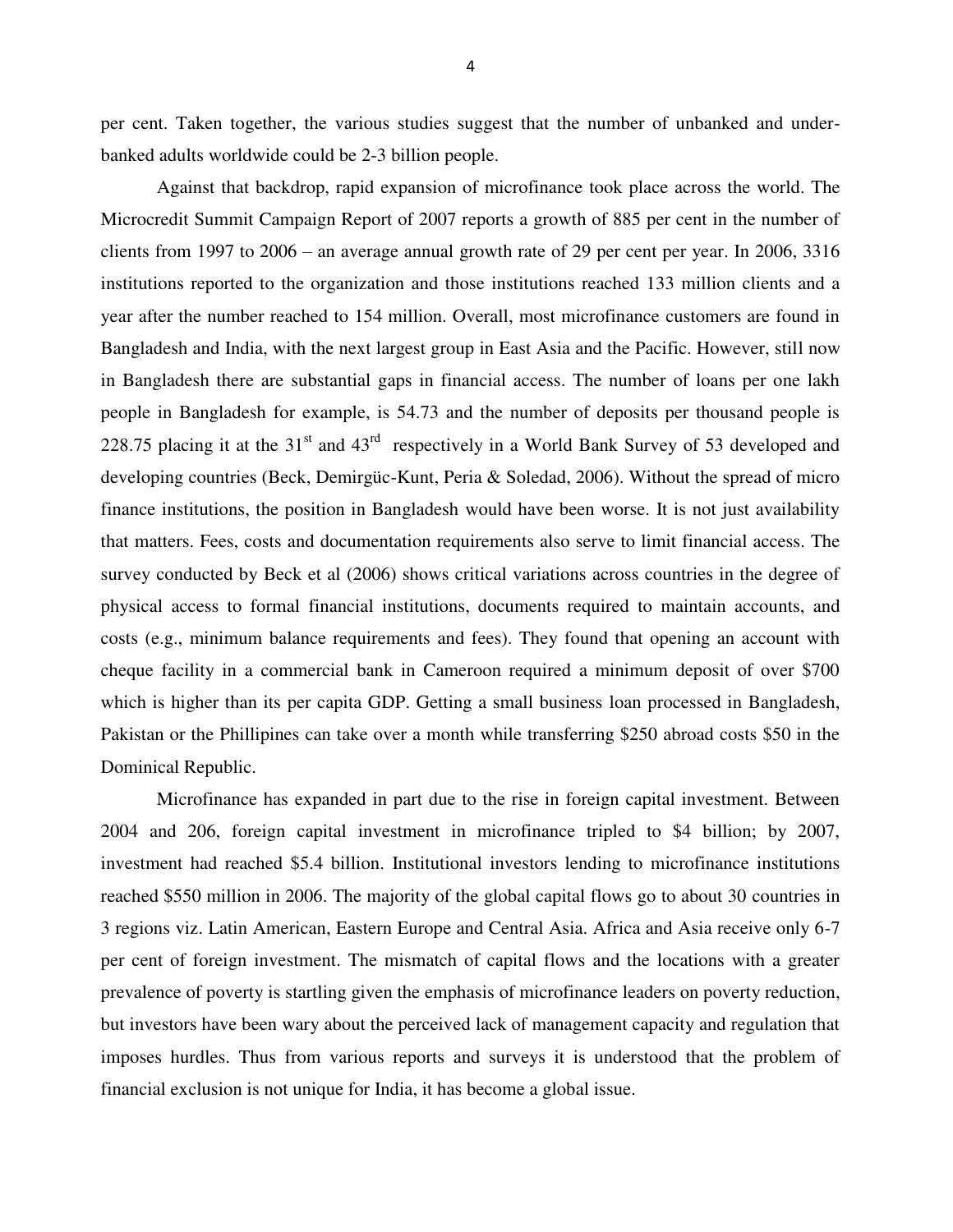per cent. Taken together, the various studies suggest that the number of unbanked and under-banked adults worldwide could be 2-3 billion people.

Against that backdrop, rapid expansion of microfinance took place across the world. The Microcredit Summit Campaign Report of 2007 reports a growth of 885 per cent in the number of clients from 1997 to 2006 – an average annual growth rate of 29 per cent per year. In 2006, 3316 institutions reported to the organization and those institutions reached 133 million clients and a year after the number reached to 154 million. Overall, most microfinance customers are found in Bangladesh and India, with the next largest group in East Asia and the Pacific. However, still now in Bangladesh there are substantial gaps in financial access. The number of loans per one lakh people in Bangladesh for example, is 54.73 and the number of deposits per thousand people is 228.75 placing it at the 31st and 43rd respectively in a World Bank Survey of 53 developed and developing countries (Beck, Demirgüc-Kunt, Peria & Soledad, 2006). Without the spread of micro finance institutions, the position in Bangladesh would have been worse. It is not just availability that matters. Fees, costs and documentation requirements also serve to limit financial access. The survey conducted by Beck et al (2006) shows critical variations across countries in the degree of physical access to formal financial institutions, documents required to maintain accounts, and costs (e.g., minimum balance requirements and fees). They found that opening an account with cheque facility in a commercial bank in Cameroon required a minimum deposit of over \$700 which is higher than its per capita GDP. Getting a small business loan processed in Bangladesh, Pakistan or the Phillipines can take over a month while transferring \$250 abroad costs \$50 in the Dominical Republic.

Microfinance has expanded in part due to the rise in foreign capital investment. Between 2004 and 206, foreign capital investment in microfinance tripled to \$4 billion; by 2007, investment had reached \$5.4 billion. Institutional investors lending to microfinance institutions reached \$550 million in 2006. The majority of the global capital flows go to about 30 countries in 3 regions viz. Latin American, Eastern Europe and Central Asia. Africa and Asia receive only 6-7 per cent of foreign investment. The mismatch of capital flows and the locations with a greater prevalence of poverty is startling given the emphasis of microfinance leaders on poverty reduction, but investors have been wary about the perceived lack of management capacity and regulation that imposes hurdles. Thus from various reports and surveys it is understood that the problem of financial exclusion is not unique for India, it has become a global issue.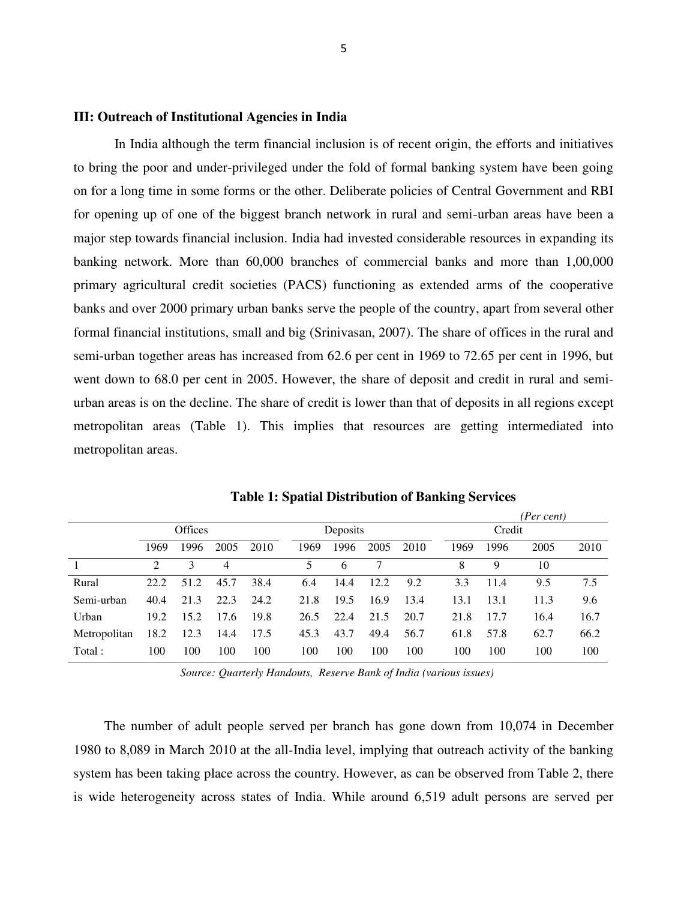### III: Outreach of Institutional Agencies in India

In India although the term financial inclusion is of recent origin, the efforts and initiatives to bring the poor and under-privileged under the fold of formal banking system have been going on for a long time in some forms or the other. Deliberate policies of Central Government and RBI for opening up of one of the biggest branch network in rural and semi-urban areas have been a major step towards financial inclusion. India had invested considerable resources in expanding its banking network. More than 60,000 branches of commercial banks and more than 1,00,000 primary agricultural credit societies (PACS) functioning as extended arms of the cooperative banks and over 2000 primary urban banks serve the people of the country, apart from several other formal financial institutions, small and big (Srinivasan, 2007). The share of offices in the rural and semi-urban together areas has increased from 62.6 per cent in 1969 to 72.65 per cent in 1996, but went down to 68.0 per cent in 2005. However, the share of deposit and credit in rural and semi-urban areas is on the decline. The share of credit is lower than that of deposits in all regions except metropolitan areas (Table 1). This implies that resources are getting intermediated into metropolitan areas.

**Table 1: Spatial Distribution of Banking Services**

*(Per cent)*

| | Offices | | | | Deposits | | | | Credit | | | |
|---|---|---|---|---|---|---|---|---|---|---|---|---|
| | 1969 | 1996 | 2005 | 2010 | 1969 | 1996 | 2005 | 2010 | 1969 | 1996 | 2005 | 2010 |
| 1 | 2 | 3 | 4 | | 5 | 6 | 7 | | 8 | 9 | 10 | |
| Rural | 22.2 | 51.2 | 45.7 | 38.4 | 6.4 | 14.4 | 12.2 | 9.2 | 3.3 | 11.4 | 9.5 | 7.5 |
| Semi-urban | 40.4 | 21.3 | 22.3 | 24.2 | 21.8 | 19.5 | 16.9 | 13.4 | 13.1 | 13.1 | 11.3 | 9.6 |
| Urban | 19.2 | 15.2 | 17.6 | 19.8 | 26.5 | 22.4 | 21.5 | 20.7 | 21.8 | 17.7 | 16.4 | 16.7 |
| Metropolitan | 18.2 | 12.3 | 14.4 | 17.5 | 45.3 | 43.7 | 49.4 | 56.7 | 61.8 | 57.8 | 62.7 | 66.2 |
| Total : | 100 | 100 | 100 | 100 | 100 | 100 | 100 | 100 | 100 | 100 | 100 | 100 |

*Source: Quarterly Handouts, Reserve Bank of India (various issues)*

The number of adult people served per branch has gone down from 10,074 in December 1980 to 8,089 in March 2010 at the all-India level, implying that outreach activity of the banking system has been taking place across the country. However, as can be observed from Table 2, there is wide heterogeneity across states of India. While around 6,519 adult persons are served per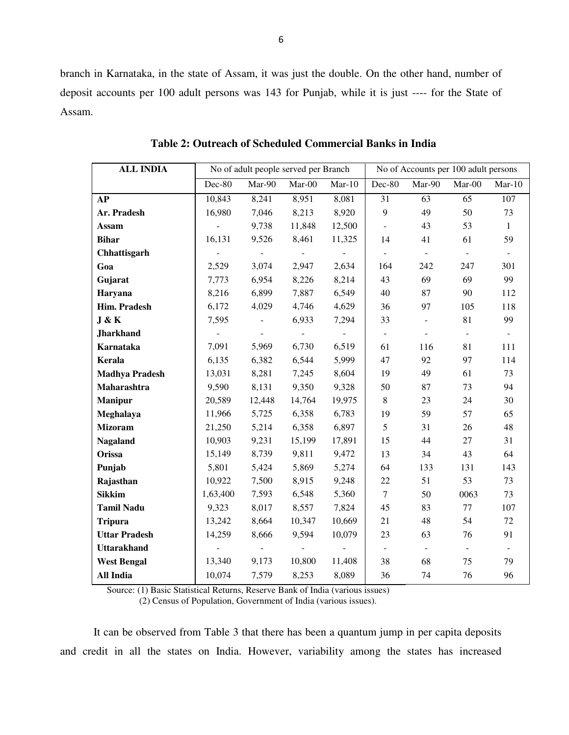branch in Karnataka, in the state of Assam, it was just the double. On the other hand, number of deposit accounts per 100 adult persons was 143 for Punjab, while it is just ---- for the State of Assam.

**Table 2: Outreach of Scheduled Commercial Banks in India**

| ALL INDIA | No of adult people served per Branch | | | | No of Accounts per 100 adult persons | | | |
|---|---|---|---|---|---|---|---|---|
| | Dec-80 | Mar-90 | Mar-00 | Mar-10 | Dec-80 | Mar-90 | Mar-00 | Mar-10 |
| **AP** | 10,843 | 8,241 | 8,951 | 8,081 | 31 | 63 | 65 | 107 |
| **Ar. Pradesh** | 16,980 | 7,046 | 8,213 | 8,920 | 9 | 49 | 50 | 73 |
| **Assam** | - | 9,738 | 11,848 | 12,500 | - | 43 | 53 | 1 |
| **Bihar** | 16,131 | 9,526 | 8,461 | 11,325 | 14 | 41 | 61 | 59 |
| **Chhattisgarh** | - | - | - | - | - | - | - | - |
| **Goa** | 2,529 | 3,074 | 2,947 | 2,634 | 164 | 242 | 247 | 301 |
| **Gujarat** | 7,773 | 6,954 | 8,226 | 8,214 | 43 | 69 | 69 | 99 |
| **Haryana** | 8,216 | 6,899 | 7,887 | 6,549 | 40 | 87 | 90 | 112 |
| **Him. Pradesh** | 6,172 | 4,029 | 4,746 | 4,629 | 36 | 97 | 105 | 118 |
| **J & K** | 7,595 | - | 6,933 | 7,294 | 33 | - | 81 | 99 |
| **Jharkhand** | - | - | - | - | - | - | - | - |
| **Karnataka** | 7,091 | 5,969 | 6,730 | 6,519 | 61 | 116 | 81 | 111 |
| **Kerala** | 6,135 | 6,382 | 6,544 | 5,999 | 47 | 92 | 97 | 114 |
| **Madhya Pradesh** | 13,031 | 8,281 | 7,245 | 8,604 | 19 | 49 | 61 | 73 |
| **Maharashtra** | 9,590 | 8,131 | 9,350 | 9,328 | 50 | 87 | 73 | 94 |
| **Manipur** | 20,589 | 12,448 | 14,764 | 19,975 | 8 | 23 | 24 | 30 |
| **Meghalaya** | 11,966 | 5,725 | 6,358 | 6,783 | 19 | 59 | 57 | 65 |
| **Mizoram** | 21,250 | 5,214 | 6,358 | 6,897 | 5 | 31 | 26 | 48 |
| **Nagaland** | 10,903 | 9,231 | 15,199 | 17,891 | 15 | 44 | 27 | 31 |
| **Orissa** | 15,149 | 8,739 | 9,811 | 9,472 | 13 | 34 | 43 | 64 |
| **Punjab** | 5,801 | 5,424 | 5,869 | 5,274 | 64 | 133 | 131 | 143 |
| **Rajasthan** | 10,922 | 7,500 | 8,915 | 9,248 | 22 | 51 | 53 | 73 |
| **Sikkim** | 1,63,400 | 7,593 | 6,548 | 5,360 | 7 | 50 | 0063 | 73 |
| **Tamil Nadu** | 9,323 | 8,017 | 8,557 | 7,824 | 45 | 83 | 77 | 107 |
| **Tripura** | 13,242 | 8,664 | 10,347 | 10,669 | 21 | 48 | 54 | 72 |
| **Uttar Pradesh** | 14,259 | 8,666 | 9,594 | 10,079 | 23 | 63 | 76 | 91 |
| **Uttarakhand** | - | - | - | - | - | - | - | - |
| **West Bengal** | 13,340 | 9,173 | 10,800 | 11,408 | 38 | 68 | 75 | 79 |
| **All India** | 10,074 | 7,579 | 8,253 | 8,089 | 36 | 74 | 76 | 96 |

Source: (1) Basic Statistical Returns, Reserve Bank of India (various issues)
(2) Census of Population, Government of India (various issues).

It can be observed from Table 3 that there has been a quantum jump in per capita deposits and credit in all the states on India. However, variability among the states has increased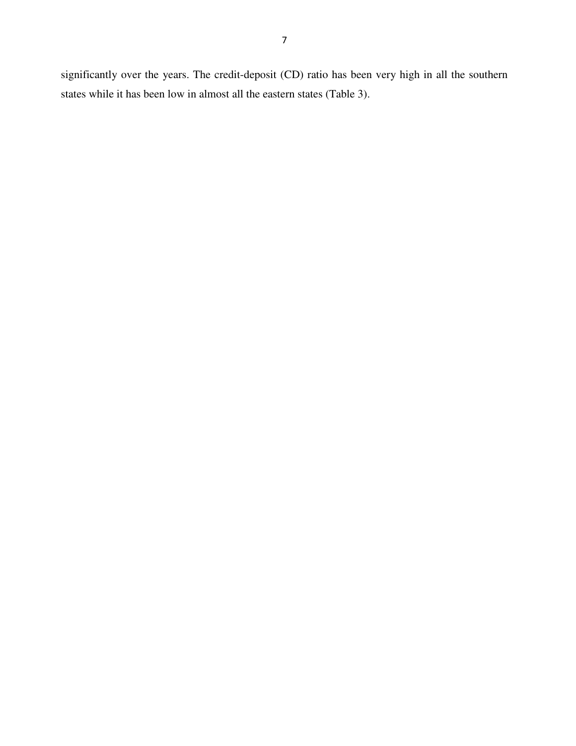significantly over the years. The credit-deposit (CD) ratio has been very high in all the southern states while it has been low in almost all the eastern states (Table 3).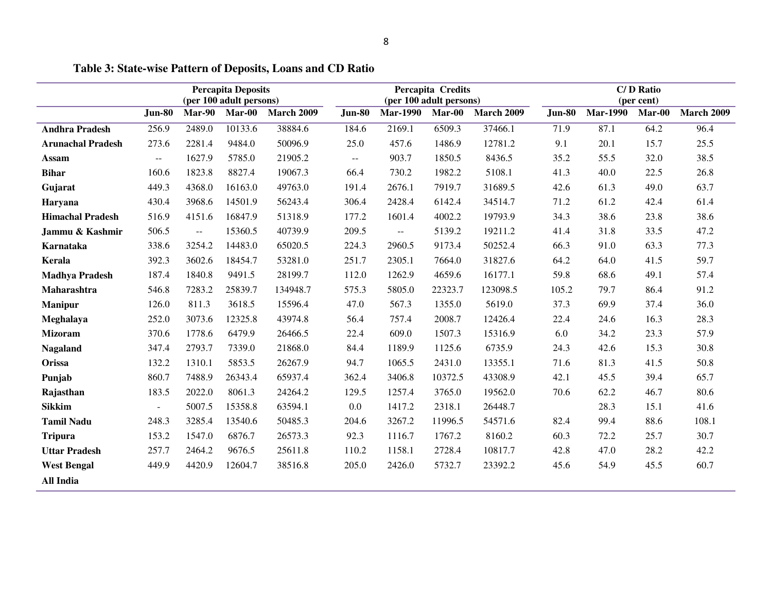**Table 3: State-wise Pattern of Deposits, Loans and CD Ratio**

| | Percapita Deposits (per 100 adult persons) | | | | Percapita Credits (per 100 adult persons) | | | | C/ D Ratio (per cent) | | | |
|---|---|---|---|---|---|---|---|---|---|---|---|---|
| | Jun-80 | Mar-90 | Mar-00 | March 2009 | Jun-80 | Mar-1990 | Mar-00 | March 2009 | Jun-80 | Mar-1990 | Mar-00 | March 2009 |
| **Andhra Pradesh** | 256.9 | 2489.0 | 10133.6 | 38884.6 | 184.6 | 2169.1 | 6509.3 | 37466.1 | 71.9 | 87.1 | 64.2 | 96.4 |
| **Arunachal Pradesh** | 273.6 | 2281.4 | 9484.0 | 50096.9 | 25.0 | 457.6 | 1486.9 | 12781.2 | 9.1 | 20.1 | 15.7 | 25.5 |
| **Assam** | -- | 1627.9 | 5785.0 | 21905.2 | -- | 903.7 | 1850.5 | 8436.5 | 35.2 | 55.5 | 32.0 | 38.5 |
| **Bihar** | 160.6 | 1823.8 | 8827.4 | 19067.3 | 66.4 | 730.2 | 1982.2 | 5108.1 | 41.3 | 40.0 | 22.5 | 26.8 |
| **Gujarat** | 449.3 | 4368.0 | 16163.0 | 49763.0 | 191.4 | 2676.1 | 7919.7 | 31689.5 | 42.6 | 61.3 | 49.0 | 63.7 |
| **Haryana** | 430.4 | 3968.6 | 14501.9 | 56243.4 | 306.4 | 2428.4 | 6142.4 | 34514.7 | 71.2 | 61.2 | 42.4 | 61.4 |
| **Himachal Pradesh** | 516.9 | 4151.6 | 16847.9 | 51318.9 | 177.2 | 1601.4 | 4002.2 | 19793.9 | 34.3 | 38.6 | 23.8 | 38.6 |
| **Jammu & Kashmir** | 506.5 | -- | 15360.5 | 40739.9 | 209.5 | -- | 5139.2 | 19211.2 | 41.4 | 31.8 | 33.5 | 47.2 |
| **Karnataka** | 338.6 | 3254.2 | 14483.0 | 65020.5 | 224.3 | 2960.5 | 9173.4 | 50252.4 | 66.3 | 91.0 | 63.3 | 77.3 |
| **Kerala** | 392.3 | 3602.6 | 18454.7 | 53281.0 | 251.7 | 2305.1 | 7664.0 | 31827.6 | 64.2 | 64.0 | 41.5 | 59.7 |
| **Madhya Pradesh** | 187.4 | 1840.8 | 9491.5 | 28199.7 | 112.0 | 1262.9 | 4659.6 | 16177.1 | 59.8 | 68.6 | 49.1 | 57.4 |
| **Maharashtra** | 546.8 | 7283.2 | 25839.7 | 134948.7 | 575.3 | 5805.0 | 22323.7 | 123098.5 | 105.2 | 79.7 | 86.4 | 91.2 |
| **Manipur** | 126.0 | 811.3 | 3618.5 | 15596.4 | 47.0 | 567.3 | 1355.0 | 5619.0 | 37.3 | 69.9 | 37.4 | 36.0 |
| **Meghalaya** | 252.0 | 3073.6 | 12325.8 | 43974.8 | 56.4 | 757.4 | 2008.7 | 12426.4 | 22.4 | 24.6 | 16.3 | 28.3 |
| **Mizoram** | 370.6 | 1778.6 | 6479.9 | 26466.5 | 22.4 | 609.0 | 1507.3 | 15316.9 | 6.0 | 34.2 | 23.3 | 57.9 |
| **Nagaland** | 347.4 | 2793.7 | 7339.0 | 21868.0 | 84.4 | 1189.9 | 1125.6 | 6735.9 | 24.3 | 42.6 | 15.3 | 30.8 |
| **Orissa** | 132.2 | 1310.1 | 5853.5 | 26267.9 | 94.7 | 1065.5 | 2431.0 | 13355.1 | 71.6 | 81.3 | 41.5 | 50.8 |
| **Punjab** | 860.7 | 7488.9 | 26343.4 | 65937.4 | 362.4 | 3406.8 | 10372.5 | 43308.9 | 42.1 | 45.5 | 39.4 | 65.7 |
| **Rajasthan** | 183.5 | 2022.0 | 8061.3 | 24264.2 | 129.5 | 1257.4 | 3765.0 | 19562.0 | 70.6 | 62.2 | 46.7 | 80.6 |
| **Sikkim** | - | 5007.5 | 15358.8 | 63594.1 | 0.0 | 1417.2 | 2318.1 | 26448.7 | | 28.3 | 15.1 | 41.6 |
| **Tamil Nadu** | 248.3 | 3285.4 | 13540.6 | 50485.3 | 204.6 | 3267.2 | 11996.5 | 54571.6 | 82.4 | 99.4 | 88.6 | 108.1 |
| **Tripura** | 153.2 | 1547.0 | 6876.7 | 26573.3 | 92.3 | 1116.7 | 1767.2 | 8160.2 | 60.3 | 72.2 | 25.7 | 30.7 |
| **Uttar Pradesh** | 257.7 | 2464.2 | 9676.5 | 25611.8 | 110.2 | 1158.1 | 2728.4 | 10817.7 | 42.8 | 47.0 | 28.2 | 42.2 |
| **West Bengal** | 449.9 | 4420.9 | 12604.7 | 38516.8 | 205.0 | 2426.0 | 5732.7 | 23392.2 | 45.6 | 54.9 | 45.5 | 60.7 |
| **All India** | | | | | | | | | | | | |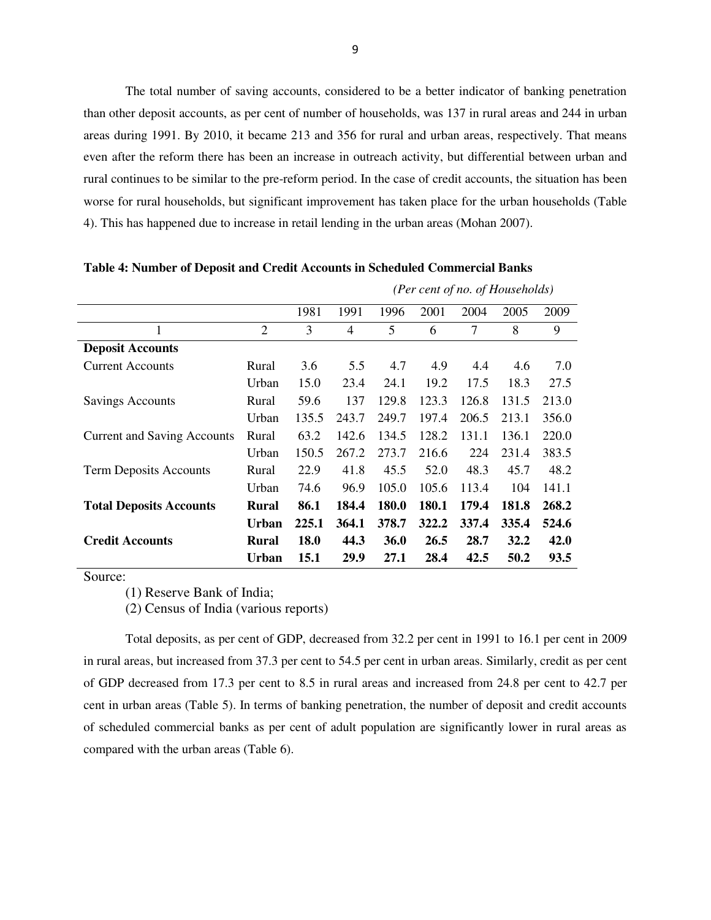The total number of saving accounts, considered to be a better indicator of banking penetration than other deposit accounts, as per cent of number of households, was 137 in rural areas and 244 in urban areas during 1991. By 2010, it became 213 and 356 for rural and urban areas, respectively. That means even after the reform there has been an increase in outreach activity, but differential between urban and rural continues to be similar to the pre-reform period. In the case of credit accounts, the situation has been worse for rural households, but significant improvement has taken place for the urban households (Table 4). This has happened due to increase in retail lending in the urban areas (Mohan 2007).

**Table 4: Number of Deposit and Credit Accounts in Scheduled Commercial Banks**

*(Per cent of no. of Households)*

| | | 1981 | 1991 | 1996 | 2001 | 2004 | 2005 | 2009 |
|---|---|---|---|---|---|---|---|---|
| 1 | 2 | 3 | 4 | 5 | 6 | 7 | 8 | 9 |
| **Deposit Accounts** | | | | | | | | |
| Current Accounts | Rural | 3.6 | 5.5 | 4.7 | 4.9 | 4.4 | 4.6 | 7.0 |
| | Urban | 15.0 | 23.4 | 24.1 | 19.2 | 17.5 | 18.3 | 27.5 |
| Savings Accounts | Rural | 59.6 | 137 | 129.8 | 123.3 | 126.8 | 131.5 | 213.0 |
| | Urban | 135.5 | 243.7 | 249.7 | 197.4 | 206.5 | 213.1 | 356.0 |
| Current and Saving Accounts | Rural | 63.2 | 142.6 | 134.5 | 128.2 | 131.1 | 136.1 | 220.0 |
| | Urban | 150.5 | 267.2 | 273.7 | 216.6 | 224 | 231.4 | 383.5 |
| Term Deposits Accounts | Rural | 22.9 | 41.8 | 45.5 | 52.0 | 48.3 | 45.7 | 48.2 |
| | Urban | 74.6 | 96.9 | 105.0 | 105.6 | 113.4 | 104 | 141.1 |
| **Total Deposits Accounts** | **Rural** | **86.1** | **184.4** | **180.0** | **180.1** | **179.4** | **181.8** | **268.2** |
| | **Urban** | **225.1** | **364.1** | **378.7** | **322.2** | **337.4** | **335.4** | **524.6** |
| **Credit Accounts** | **Rural** | **18.0** | **44.3** | **36.0** | **26.5** | **28.7** | **32.2** | **42.0** |
| | **Urban** | **15.1** | **29.9** | **27.1** | **28.4** | **42.5** | **50.2** | **93.5** |

Source:

(1) Reserve Bank of India;

(2) Census of India (various reports)

Total deposits, as per cent of GDP, decreased from 32.2 per cent in 1991 to 16.1 per cent in 2009 in rural areas, but increased from 37.3 per cent to 54.5 per cent in urban areas. Similarly, credit as per cent of GDP decreased from 17.3 per cent to 8.5 in rural areas and increased from 24.8 per cent to 42.7 per cent in urban areas (Table 5). In terms of banking penetration, the number of deposit and credit accounts of scheduled commercial banks as per cent of adult population are significantly lower in rural areas as compared with the urban areas (Table 6).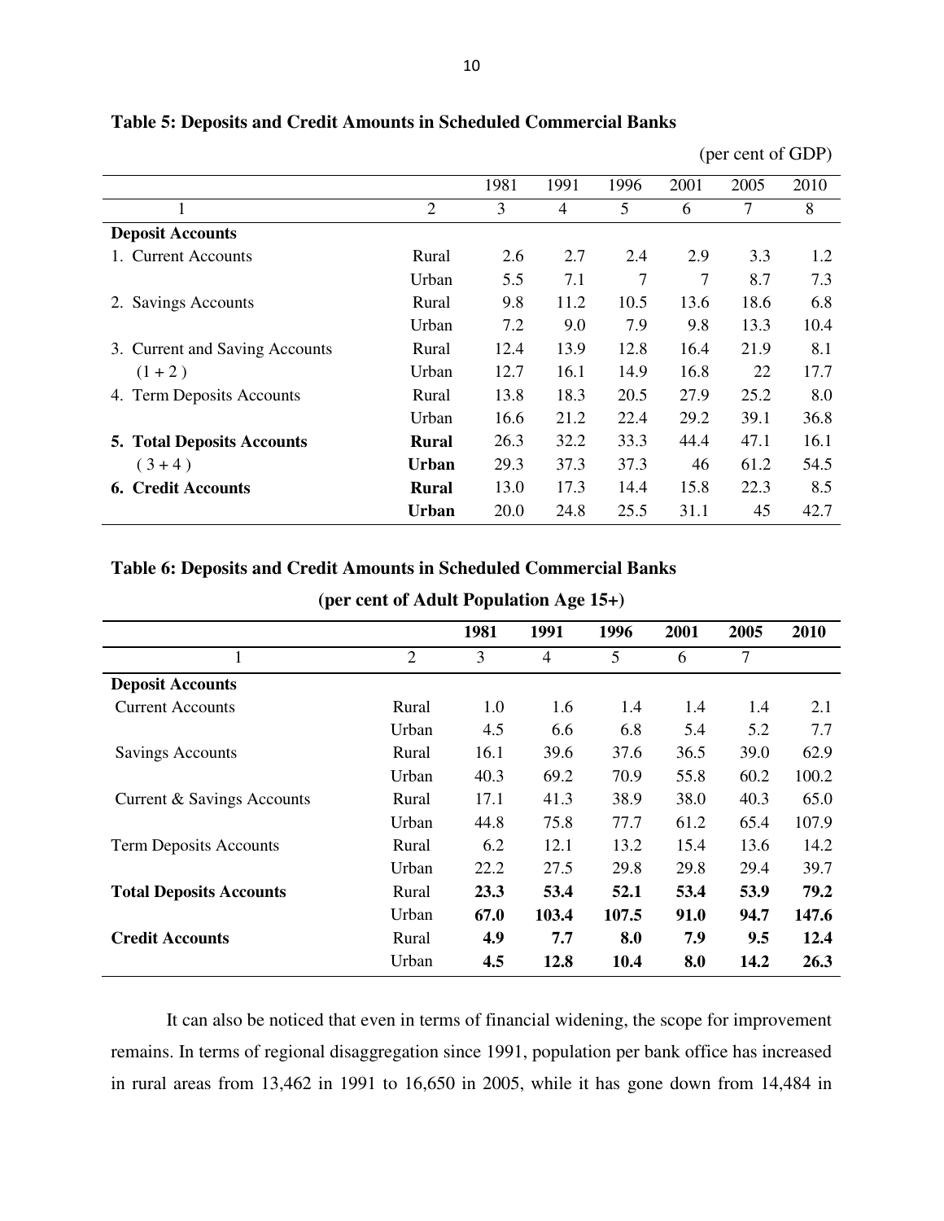**Table 5: Deposits and Credit Amounts in Scheduled Commercial Banks**

(per cent of GDP)

| | | 1981 | 1991 | 1996 | 2001 | 2005 | 2010 |
|---|---|---|---|---|---|---|---|
| 1 | 2 | 3 | 4 | 5 | 6 | 7 | 8 |
| **Deposit Accounts** | | | | | | | |
| 1. Current Accounts | Rural | 2.6 | 2.7 | 2.4 | 2.9 | 3.3 | 1.2 |
| | Urban | 5.5 | 7.1 | 7 | 7 | 8.7 | 7.3 |
| 2. Savings Accounts | Rural | 9.8 | 11.2 | 10.5 | 13.6 | 18.6 | 6.8 |
| | Urban | 7.2 | 9.0 | 7.9 | 9.8 | 13.3 | 10.4 |
| 3. Current and Saving Accounts | Rural | 12.4 | 13.9 | 12.8 | 16.4 | 21.9 | 8.1 |
| (1 + 2 ) | Urban | 12.7 | 16.1 | 14.9 | 16.8 | 22 | 17.7 |
| 4. Term Deposits Accounts | Rural | 13.8 | 18.3 | 20.5 | 27.9 | 25.2 | 8.0 |
| | Urban | 16.6 | 21.2 | 22.4 | 29.2 | 39.1 | 36.8 |
| **5. Total Deposits Accounts** | **Rural** | 26.3 | 32.2 | 33.3 | 44.4 | 47.1 | 16.1 |
| ( 3 + 4 ) | **Urban** | 29.3 | 37.3 | 37.3 | 46 | 61.2 | 54.5 |
| **6. Credit Accounts** | **Rural** | 13.0 | 17.3 | 14.4 | 15.8 | 22.3 | 8.5 |
| | **Urban** | 20.0 | 24.8 | 25.5 | 31.1 | 45 | 42.7 |

**Table 6: Deposits and Credit Amounts in Scheduled Commercial Banks**

**(per cent of Adult Population Age 15+)**

| | | **1981** | **1991** | **1996** | **2001** | **2005** | **2010** |
|---|---|---|---|---|---|---|---|
| 1 | 2 | 3 | 4 | 5 | 6 | 7 | |
| **Deposit Accounts** | | | | | | | |
| Current Accounts | Rural | 1.0 | 1.6 | 1.4 | 1.4 | 1.4 | 2.1 |
| | Urban | 4.5 | 6.6 | 6.8 | 5.4 | 5.2 | 7.7 |
| Savings Accounts | Rural | 16.1 | 39.6 | 37.6 | 36.5 | 39.0 | 62.9 |
| | Urban | 40.3 | 69.2 | 70.9 | 55.8 | 60.2 | 100.2 |
| Current & Savings Accounts | Rural | 17.1 | 41.3 | 38.9 | 38.0 | 40.3 | 65.0 |
| | Urban | 44.8 | 75.8 | 77.7 | 61.2 | 65.4 | 107.9 |
| Term Deposits Accounts | Rural | 6.2 | 12.1 | 13.2 | 15.4 | 13.6 | 14.2 |
| | Urban | 22.2 | 27.5 | 29.8 | 29.8 | 29.4 | 39.7 |
| **Total Deposits Accounts** | Rural | **23.3** | **53.4** | **52.1** | **53.4** | **53.9** | **79.2** |
| | Urban | **67.0** | **103.4** | **107.5** | **91.0** | **94.7** | **147.6** |
| **Credit Accounts** | Rural | **4.9** | **7.7** | **8.0** | **7.9** | **9.5** | **12.4** |
| | Urban | **4.5** | **12.8** | **10.4** | **8.0** | **14.2** | **26.3** |

It can also be noticed that even in terms of financial widening, the scope for improvement remains. In terms of regional disaggregation since 1991, population per bank office has increased in rural areas from 13,462 in 1991 to 16,650 in 2005, while it has gone down from 14,484 in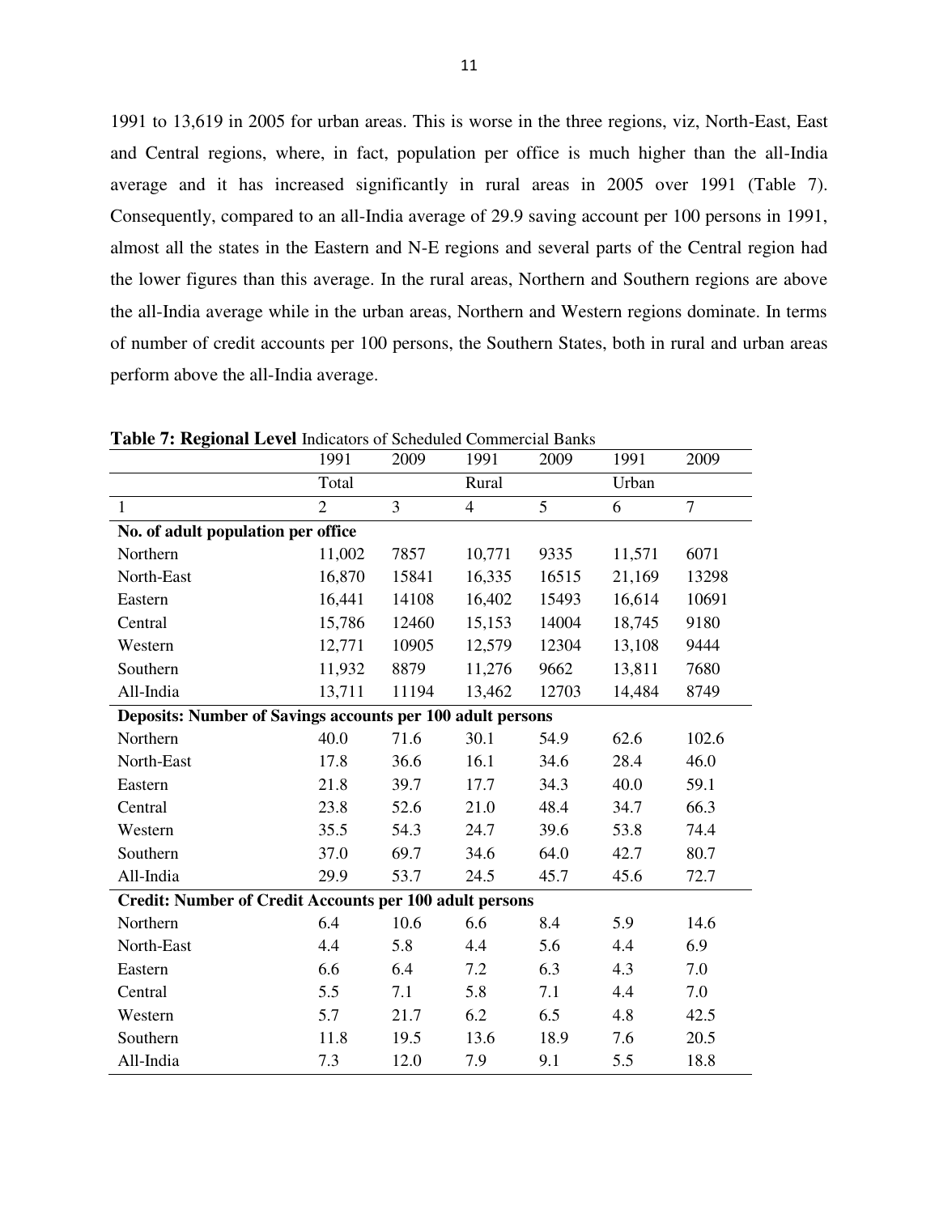1991 to 13,619 in 2005 for urban areas. This is worse in the three regions, viz, North-East, East and Central regions, where, in fact, population per office is much higher than the all-India average and it has increased significantly in rural areas in 2005 over 1991 (Table 7). Consequently, compared to an all-India average of 29.9 saving account per 100 persons in 1991, almost all the states in the Eastern and N-E regions and several parts of the Central region had the lower figures than this average. In the rural areas, Northern and Southern regions are above the all-India average while in the urban areas, Northern and Western regions dominate. In terms of number of credit accounts per 100 persons, the Southern States, both in rural and urban areas perform above the all-India average.

**Table 7: Regional Level** Indicators of Scheduled Commercial Banks

| | 1991 | 2009 | 1991 | 2009 | 1991 | 2009 |
|---|---|---|---|---|---|---|
| | Total | | Rural | | Urban | |
| 1 | 2 | 3 | 4 | 5 | 6 | 7 |
| **No. of adult population per office** | | | | | | |
| Northern | 11,002 | 7857 | 10,771 | 9335 | 11,571 | 6071 |
| North-East | 16,870 | 15841 | 16,335 | 16515 | 21,169 | 13298 |
| Eastern | 16,441 | 14108 | 16,402 | 15493 | 16,614 | 10691 |
| Central | 15,786 | 12460 | 15,153 | 14004 | 18,745 | 9180 |
| Western | 12,771 | 10905 | 12,579 | 12304 | 13,108 | 9444 |
| Southern | 11,932 | 8879 | 11,276 | 9662 | 13,811 | 7680 |
| All-India | 13,711 | 11194 | 13,462 | 12703 | 14,484 | 8749 |
| **Deposits: Number of Savings accounts per 100 adult persons** | | | | | | |
| Northern | 40.0 | 71.6 | 30.1 | 54.9 | 62.6 | 102.6 |
| North-East | 17.8 | 36.6 | 16.1 | 34.6 | 28.4 | 46.0 |
| Eastern | 21.8 | 39.7 | 17.7 | 34.3 | 40.0 | 59.1 |
| Central | 23.8 | 52.6 | 21.0 | 48.4 | 34.7 | 66.3 |
| Western | 35.5 | 54.3 | 24.7 | 39.6 | 53.8 | 74.4 |
| Southern | 37.0 | 69.7 | 34.6 | 64.0 | 42.7 | 80.7 |
| All-India | 29.9 | 53.7 | 24.5 | 45.7 | 45.6 | 72.7 |
| **Credit: Number of Credit Accounts per 100 adult persons** | | | | | | |
| Northern | 6.4 | 10.6 | 6.6 | 8.4 | 5.9 | 14.6 |
| North-East | 4.4 | 5.8 | 4.4 | 5.6 | 4.4 | 6.9 |
| Eastern | 6.6 | 6.4 | 7.2 | 6.3 | 4.3 | 7.0 |
| Central | 5.5 | 7.1 | 5.8 | 7.1 | 4.4 | 7.0 |
| Western | 5.7 | 21.7 | 6.2 | 6.5 | 4.8 | 42.5 |
| Southern | 11.8 | 19.5 | 13.6 | 18.9 | 7.6 | 20.5 |
| All-India | 7.3 | 12.0 | 7.9 | 9.1 | 5.5 | 18.8 |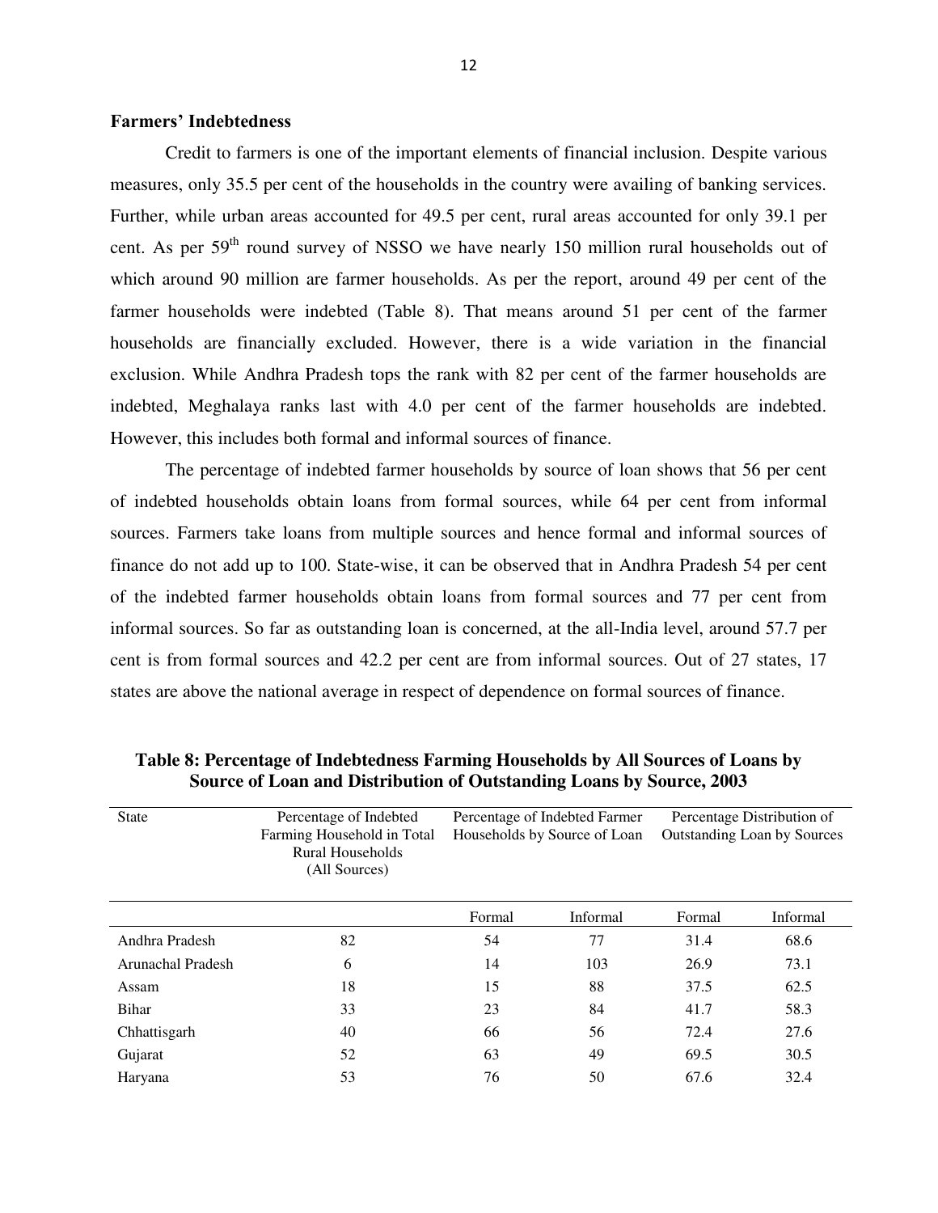### Farmers' Indebtedness

Credit to farmers is one of the important elements of financial inclusion. Despite various measures, only 35.5 per cent of the households in the country were availing of banking services. Further, while urban areas accounted for 49.5 per cent, rural areas accounted for only 39.1 per cent. As per 59[th] round survey of NSSO we have nearly 150 million rural households out of which around 90 million are farmer households. As per the report, around 49 per cent of the farmer households were indebted (Table 8). That means around 51 per cent of the farmer households are financially excluded. However, there is a wide variation in the financial exclusion. While Andhra Pradesh tops the rank with 82 per cent of the farmer households are indebted, Meghalaya ranks last with 4.0 per cent of the farmer households are indebted. However, this includes both formal and informal sources of finance.

The percentage of indebted farmer households by source of loan shows that 56 per cent of indebted households obtain loans from formal sources, while 64 per cent from informal sources. Farmers take loans from multiple sources and hence formal and informal sources of finance do not add up to 100. State-wise, it can be observed that in Andhra Pradesh 54 per cent of the indebted farmer households obtain loans from formal sources and 77 per cent from informal sources. So far as outstanding loan is concerned, at the all-India level, around 57.7 per cent is from formal sources and 42.2 per cent are from informal sources. Out of 27 states, 17 states are above the national average in respect of dependence on formal sources of finance.

**Table 8: Percentage of Indebtedness Farming Households by All Sources of Loans by Source of Loan and Distribution of Outstanding Loans by Source, 2003**

| State | Percentage of Indebted Farming Household in Total Rural Households (All Sources) | Percentage of Indebted Farmer Households by Source of Loan | | Percentage Distribution of Outstanding Loan by Sources | |
|---|---|---|---|---|---|
| | | Formal | Informal | Formal | Informal |
| Andhra Pradesh | 82 | 54 | 77 | 31.4 | 68.6 |
| Arunachal Pradesh | 6 | 14 | 103 | 26.9 | 73.1 |
| Assam | 18 | 15 | 88 | 37.5 | 62.5 |
| Bihar | 33 | 23 | 84 | 41.7 | 58.3 |
| Chhattisgarh | 40 | 66 | 56 | 72.4 | 27.6 |
| Gujarat | 52 | 63 | 49 | 69.5 | 30.5 |
| Haryana | 53 | 76 | 50 | 67.6 | 32.4 |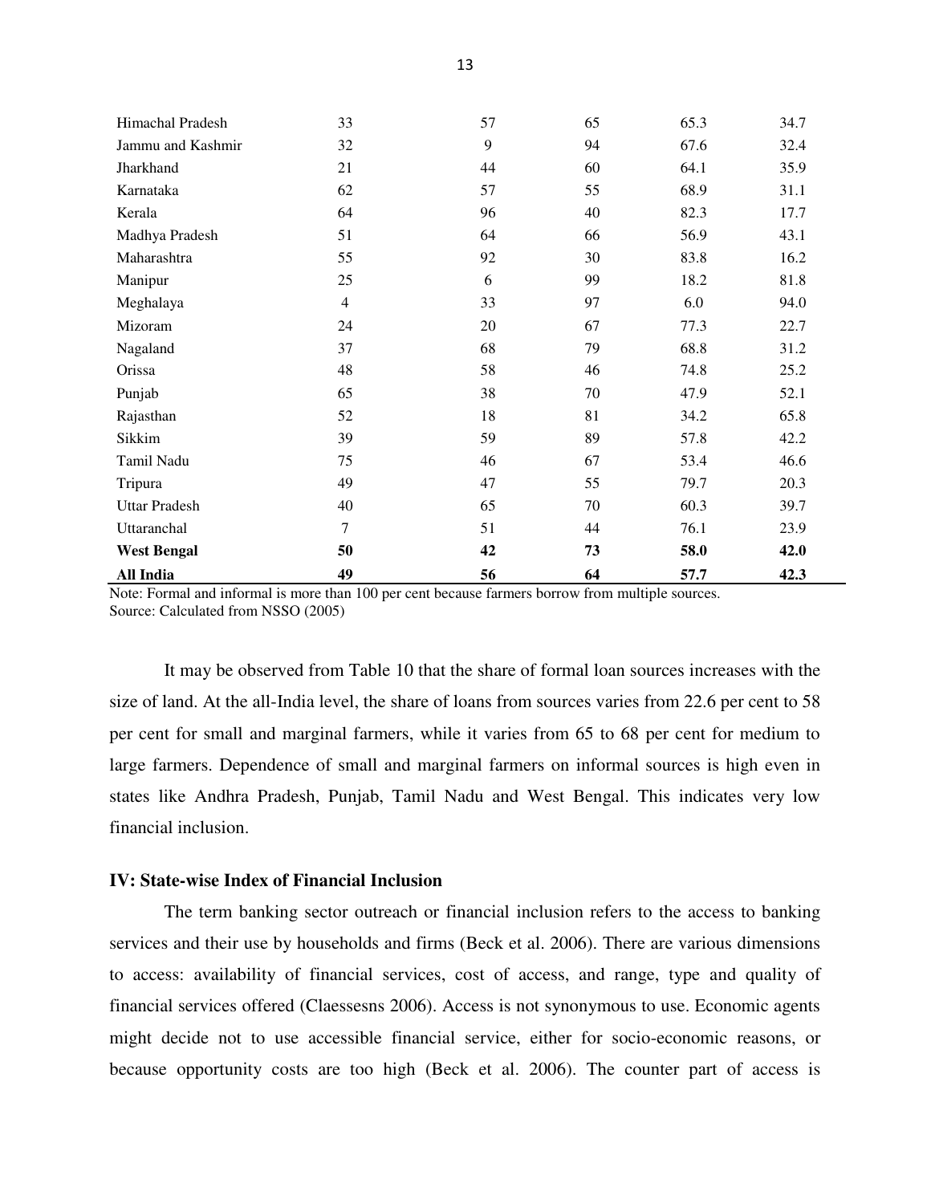| | | | | | |
|---|---|---|---|---|---|
| Himachal Pradesh | 33 | 57 | 65 | 65.3 | 34.7 |
| Jammu and Kashmir | 32 | 9 | 94 | 67.6 | 32.4 |
| Jharkhand | 21 | 44 | 60 | 64.1 | 35.9 |
| Karnataka | 62 | 57 | 55 | 68.9 | 31.1 |
| Kerala | 64 | 96 | 40 | 82.3 | 17.7 |
| Madhya Pradesh | 51 | 64 | 66 | 56.9 | 43.1 |
| Maharashtra | 55 | 92 | 30 | 83.8 | 16.2 |
| Manipur | 25 | 6 | 99 | 18.2 | 81.8 |
| Meghalaya | 4 | 33 | 97 | 6.0 | 94.0 |
| Mizoram | 24 | 20 | 67 | 77.3 | 22.7 |
| Nagaland | 37 | 68 | 79 | 68.8 | 31.2 |
| Orissa | 48 | 58 | 46 | 74.8 | 25.2 |
| Punjab | 65 | 38 | 70 | 47.9 | 52.1 |
| Rajasthan | 52 | 18 | 81 | 34.2 | 65.8 |
| Sikkim | 39 | 59 | 89 | 57.8 | 42.2 |
| Tamil Nadu | 75 | 46 | 67 | 53.4 | 46.6 |
| Tripura | 49 | 47 | 55 | 79.7 | 20.3 |
| Uttar Pradesh | 40 | 65 | 70 | 60.3 | 39.7 |
| Uttaranchal | 7 | 51 | 44 | 76.1 | 23.9 |
| **West Bengal** | **50** | **42** | **73** | **58.0** | **42.0** |
| **All India** | **49** | **56** | **64** | **57.7** | **42.3** |

Note: Formal and informal is more than 100 per cent because farmers borrow from multiple sources.
Source: Calculated from NSSO (2005)

It may be observed from Table 10 that the share of formal loan sources increases with the size of land. At the all-India level, the share of loans from sources varies from 22.6 per cent to 58 per cent for small and marginal farmers, while it varies from 65 to 68 per cent for medium to large farmers. Dependence of small and marginal farmers on informal sources is high even in states like Andhra Pradesh, Punjab, Tamil Nadu and West Bengal. This indicates very low financial inclusion.

### IV: State-wise Index of Financial Inclusion

The term banking sector outreach or financial inclusion refers to the access to banking services and their use by households and firms (Beck et al. 2006). There are various dimensions to access: availability of financial services, cost of access, and range, type and quality of financial services offered (Claessesns 2006). Access is not synonymous to use. Economic agents might decide not to use accessible financial service, either for socio-economic reasons, or because opportunity costs are too high (Beck et al. 2006). The counter part of access is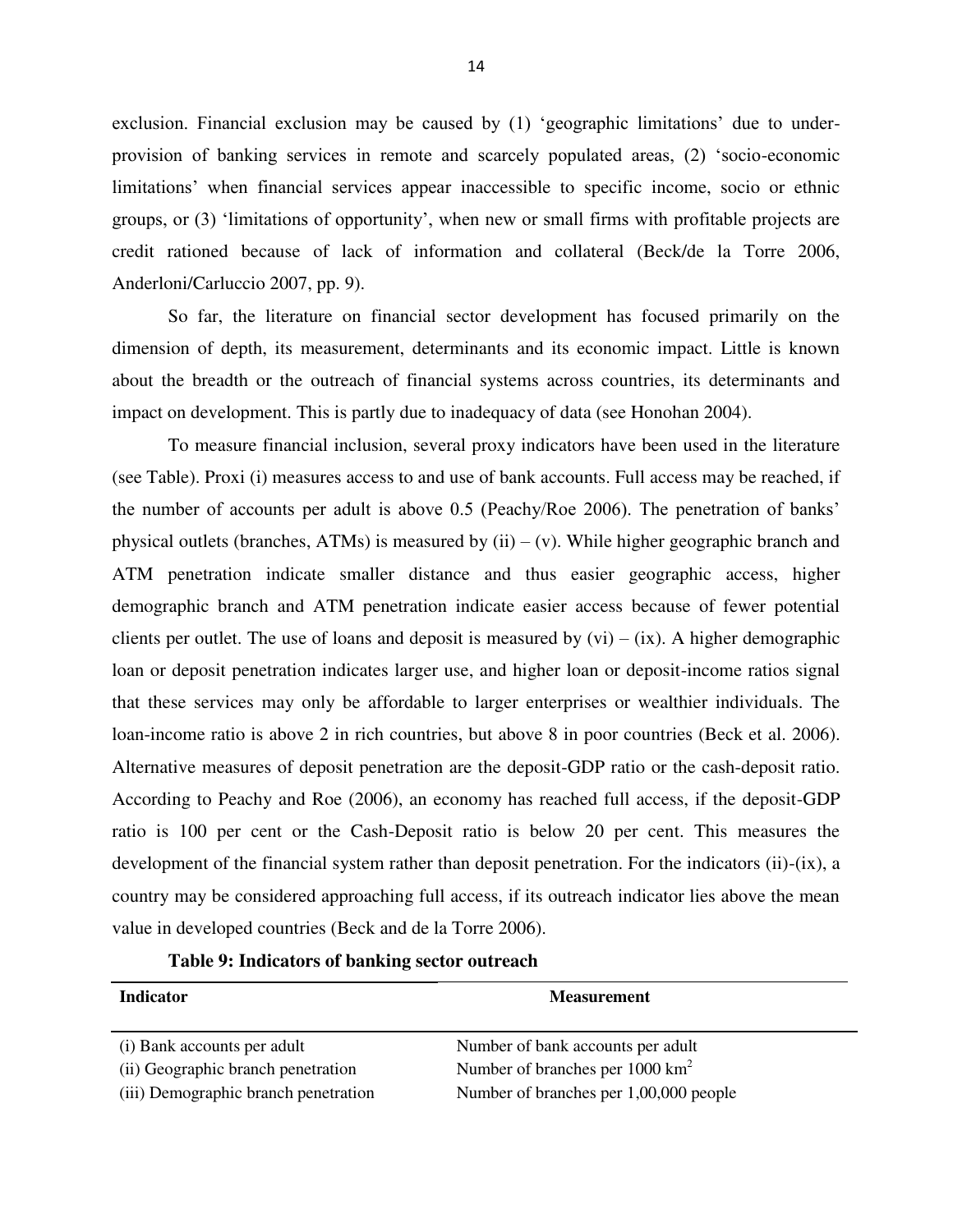exclusion. Financial exclusion may be caused by (1) 'geographic limitations' due to under-provision of banking services in remote and scarcely populated areas, (2) 'socio-economic limitations' when financial services appear inaccessible to specific income, socio or ethnic groups, or (3) 'limitations of opportunity', when new or small firms with profitable projects are credit rationed because of lack of information and collateral (Beck/de la Torre 2006, Anderloni/Carluccio 2007, pp. 9).

So far, the literature on financial sector development has focused primarily on the dimension of depth, its measurement, determinants and its economic impact. Little is known about the breadth or the outreach of financial systems across countries, its determinants and impact on development. This is partly due to inadequacy of data (see Honohan 2004).

To measure financial inclusion, several proxy indicators have been used in the literature (see Table). Proxi (i) measures access to and use of bank accounts. Full access may be reached, if the number of accounts per adult is above 0.5 (Peachy/Roe 2006). The penetration of banks' physical outlets (branches, ATMs) is measured by (ii) – (v). While higher geographic branch and ATM penetration indicate smaller distance and thus easier geographic access, higher demographic branch and ATM penetration indicate easier access because of fewer potential clients per outlet. The use of loans and deposit is measured by (vi) – (ix). A higher demographic loan or deposit penetration indicates larger use, and higher loan or deposit-income ratios signal that these services may only be affordable to larger enterprises or wealthier individuals. The loan-income ratio is above 2 in rich countries, but above 8 in poor countries (Beck et al. 2006). Alternative measures of deposit penetration are the deposit-GDP ratio or the cash-deposit ratio. According to Peachy and Roe (2006), an economy has reached full access, if the deposit-GDP ratio is 100 per cent or the Cash-Deposit ratio is below 20 per cent. This measures the development of the financial system rather than deposit penetration. For the indicators (ii)-(ix), a country may be considered approaching full access, if its outreach indicator lies above the mean value in developed countries (Beck and de la Torre 2006).

**Table 9: Indicators of banking sector outreach**

| Indicator | Measurement |
|---|---|
| (i) Bank accounts per adult | Number of bank accounts per adult |
| (ii) Geographic branch penetration | Number of branches per 1000 $km^2$ |
| (iii) Demographic branch penetration | Number of branches per 1,00,000 people |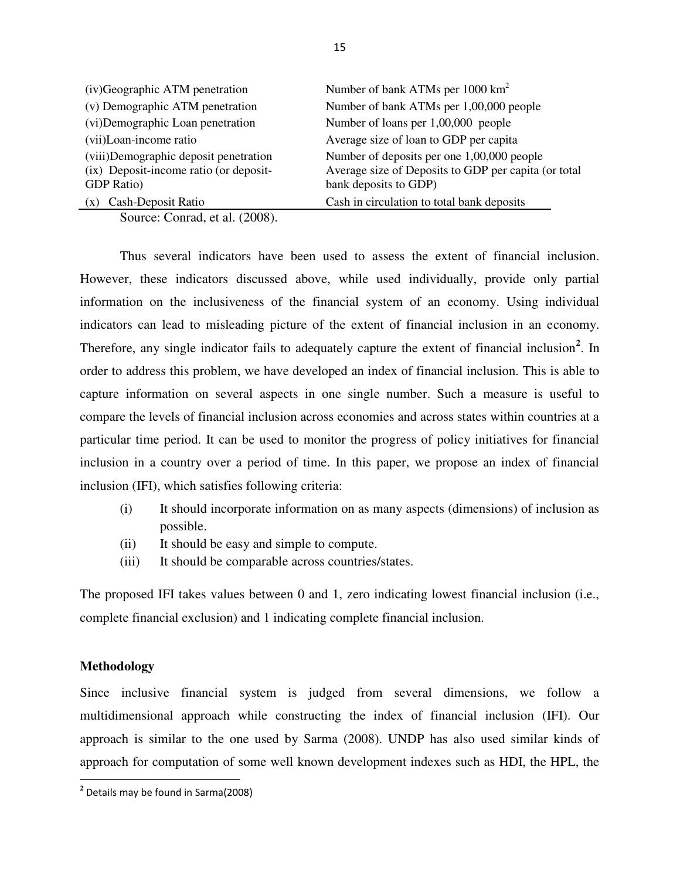| | |
|---|---|
| (iv)Geographic ATM penetration | Number of bank ATMs per 1000 km$^2$ |
| (v) Demographic ATM penetration | Number of bank ATMs per 1,00,000 people |
| (vi)Demographic Loan penetration | Number of loans per 1,00,000 people |
| (vii)Loan-income ratio | Average size of loan to GDP per capita |
| (viii)Demographic deposit penetration | Number of deposits per one 1,00,000 people |
| (ix) Deposit-income ratio (or deposit-GDP Ratio) | Average size of Deposits to GDP per capita (or total bank deposits to GDP) |
| (x) Cash-Deposit Ratio | Cash in circulation to total bank deposits |

Source: Conrad, et al. (2008).

Thus several indicators have been used to assess the extent of financial inclusion. However, these indicators discussed above, while used individually, provide only partial information on the inclusiveness of the financial system of an economy. Using individual indicators can lead to misleading picture of the extent of financial inclusion in an economy. Therefore, any single indicator fails to adequately capture the extent of financial inclusion[2]. In order to address this problem, we have developed an index of financial inclusion. This is able to capture information on several aspects in one single number. Such a measure is useful to compare the levels of financial inclusion across economies and across states within countries at a particular time period. It can be used to monitor the progress of policy initiatives for financial inclusion in a country over a period of time. In this paper, we propose an index of financial inclusion (IFI), which satisfies following criteria:

(i) It should incorporate information on as many aspects (dimensions) of inclusion as possible.

(ii) It should be easy and simple to compute.

(iii) It should be comparable across countries/states.

The proposed IFI takes values between 0 and 1, zero indicating lowest financial inclusion (i.e., complete financial exclusion) and 1 indicating complete financial inclusion.

**Methodology**

Since inclusive financial system is judged from several dimensions, we follow a multidimensional approach while constructing the index of financial inclusion (IFI). Our approach is similar to the one used by Sarma (2008). UNDP has also used similar kinds of approach for computation of some well known development indexes such as HDI, the HPL, the

[2] Details may be found in Sarma(2008)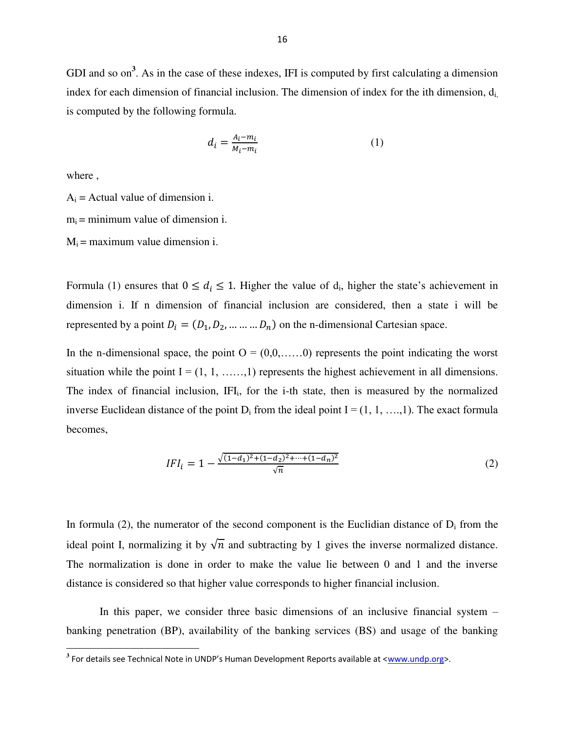GDI and so on[3]. As in the case of these indexes, IFI is computed by first calculating a dimension index for each dimension of financial inclusion. The dimension of index for the ith dimension, $d_i$, is computed by the following formula.

$$d_i = \frac{A_i - m_i}{M_i - m_i} \qquad (1)$$

where ,

$A_i$ = Actual value of dimension i.

$m_i$ = minimum value of dimension i.

$M_i$ = maximum value dimension i.

Formula (1) ensures that $0 \leq d_i \leq 1$. Higher the value of $d_i$, higher the state's achievement in dimension i. If n dimension of financial inclusion are considered, then a state i will be represented by a point $D_i = (D_1, D_2, \ldots \ldots \ldots D_n)$ on the n-dimensional Cartesian space.

In the n-dimensional space, the point O = (0,0,……0) represents the point indicating the worst situation while the point I = (1, 1, ……,1) represents the highest achievement in all dimensions. The index of financial inclusion, $IFI_i$, for the i-th state, then is measured by the normalized inverse Euclidean distance of the point $D_i$ from the ideal point I = (1, 1, ….,1). The exact formula becomes,

$$IFI_i = 1 - \frac{\sqrt{(1-d_1)^2 + (1-d_2)^2 + \cdots + (1-d_n)^2}}{\sqrt{n}} \qquad (2)$$

In formula (2), the numerator of the second component is the Euclidian distance of $D_i$ from the ideal point I, normalizing it by $\sqrt{n}$ and subtracting by 1 gives the inverse normalized distance. The normalization is done in order to make the value lie between 0 and 1 and the inverse distance is considered so that higher value corresponds to higher financial inclusion.

In this paper, we consider three basic dimensions of an inclusive financial system – banking penetration (BP), availability of the banking services (BS) and usage of the banking

[3] For details see Technical Note in UNDP's Human Development Reports available at <www.undp.org>.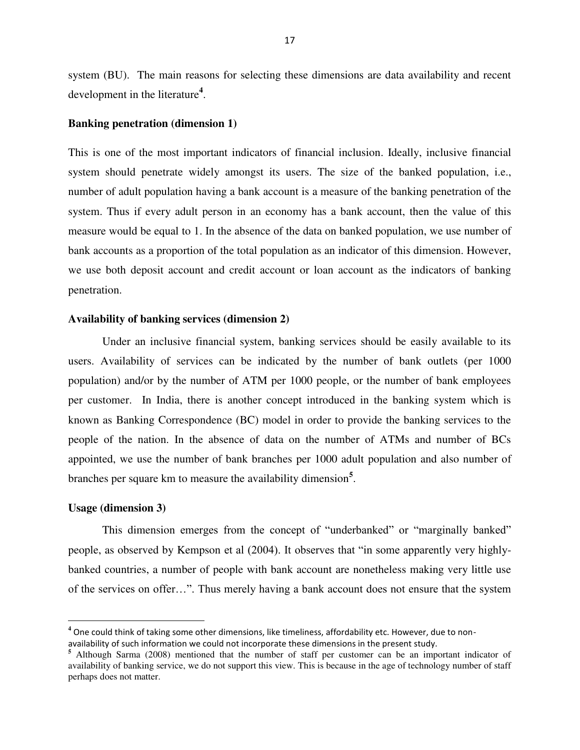system (BU). The main reasons for selecting these dimensions are data availability and recent development in the literature[4].

**Banking penetration (dimension 1)**

This is one of the most important indicators of financial inclusion. Ideally, inclusive financial system should penetrate widely amongst its users. The size of the banked population, i.e., number of adult population having a bank account is a measure of the banking penetration of the system. Thus if every adult person in an economy has a bank account, then the value of this measure would be equal to 1. In the absence of the data on banked population, we use number of bank accounts as a proportion of the total population as an indicator of this dimension. However, we use both deposit account and credit account or loan account as the indicators of banking penetration.

**Availability of banking services (dimension 2)**

Under an inclusive financial system, banking services should be easily available to its users. Availability of services can be indicated by the number of bank outlets (per 1000 population) and/or by the number of ATM per 1000 people, or the number of bank employees per customer. In India, there is another concept introduced in the banking system which is known as Banking Correspondence (BC) model in order to provide the banking services to the people of the nation. In the absence of data on the number of ATMs and number of BCs appointed, we use the number of bank branches per 1000 adult population and also number of branches per square km to measure the availability dimension[5].

**Usage (dimension 3)**

This dimension emerges from the concept of "underbanked" or "marginally banked" people, as observed by Kempson et al (2004). It observes that "in some apparently very highly-banked countries, a number of people with bank account are nonetheless making very little use of the services on offer…". Thus merely having a bank account does not ensure that the system

---

[4] One could think of taking some other dimensions, like timeliness, affordability etc. However, due to non-availability of such information we could not incorporate these dimensions in the present study.

[5] Although Sarma (2008) mentioned that the number of staff per customer can be an important indicator of availability of banking service, we do not support this view. This is because in the age of technology number of staff perhaps does not matter.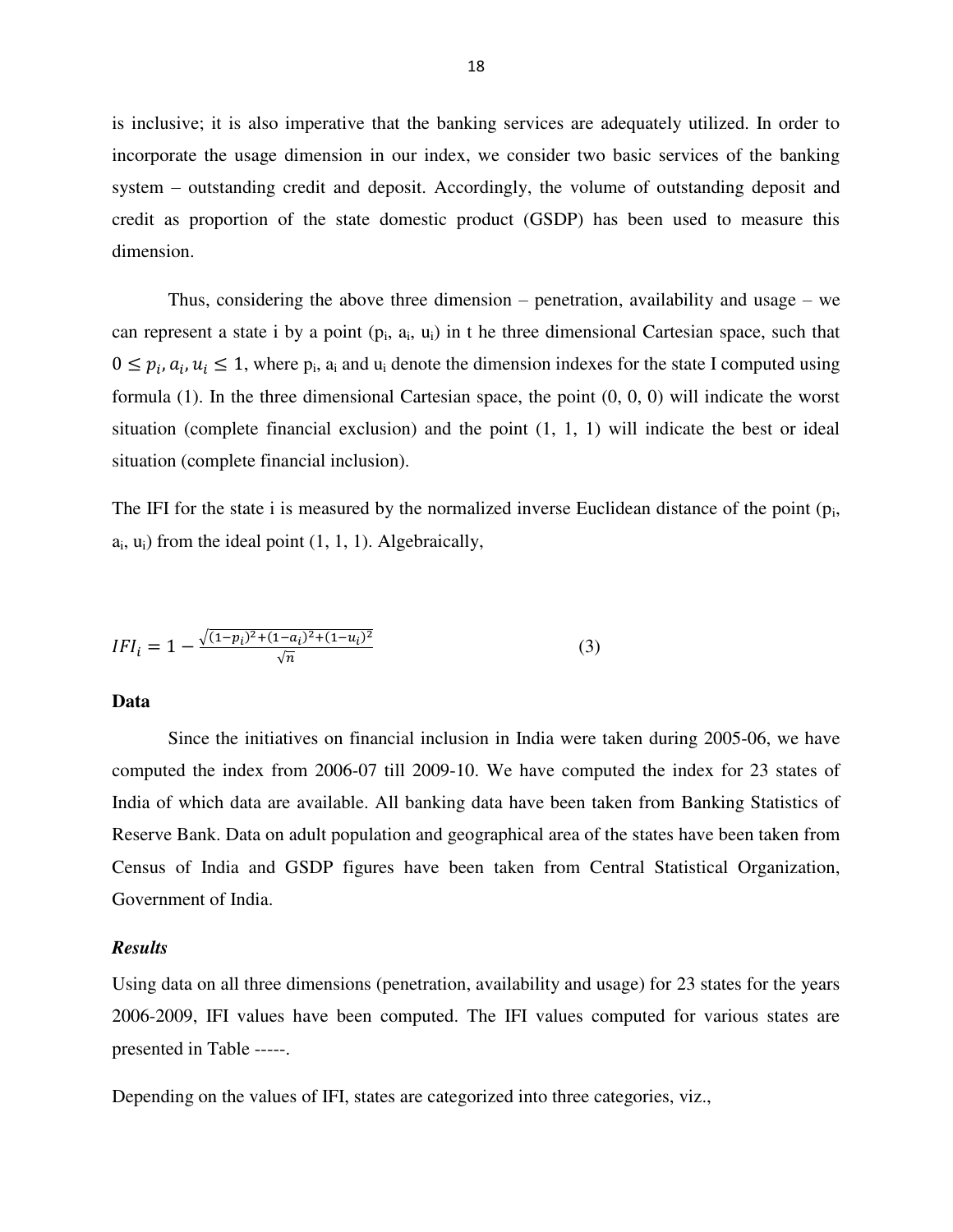is inclusive; it is also imperative that the banking services are adequately utilized. In order to incorporate the usage dimension in our index, we consider two basic services of the banking system – outstanding credit and deposit. Accordingly, the volume of outstanding deposit and credit as proportion of the state domestic product (GSDP) has been used to measure this dimension.

Thus, considering the above three dimension – penetration, availability and usage – we can represent a state i by a point ($p_i$, $a_i$, $u_i$) in t he three dimensional Cartesian space, such that $0 \leq p_i, a_i, u_i \leq 1$, where $p_i$, $a_i$ and $u_i$ denote the dimension indexes for the state I computed using formula (1). In the three dimensional Cartesian space, the point (0, 0, 0) will indicate the worst situation (complete financial exclusion) and the point (1, 1, 1) will indicate the best or ideal situation (complete financial inclusion).

The IFI for the state i is measured by the normalized inverse Euclidean distance of the point ($p_i$, $a_i$, $u_i$) from the ideal point (1, 1, 1). Algebraically,

$$IFI_i = 1 - \frac{\sqrt{(1-p_i)^2 + (1-a_i)^2 + (1-u_i)^2}}{\sqrt{n}} \qquad (3)$$

**Data**

Since the initiatives on financial inclusion in India were taken during 2005-06, we have computed the index from 2006-07 till 2009-10. We have computed the index for 23 states of India of which data are available. All banking data have been taken from Banking Statistics of Reserve Bank. Data on adult population and geographical area of the states have been taken from Census of India and GSDP figures have been taken from Central Statistical Organization, Government of India.

***Results***

Using data on all three dimensions (penetration, availability and usage) for 23 states for the years 2006-2009, IFI values have been computed. The IFI values computed for various states are presented in Table -----.

Depending on the values of IFI, states are categorized into three categories, viz.,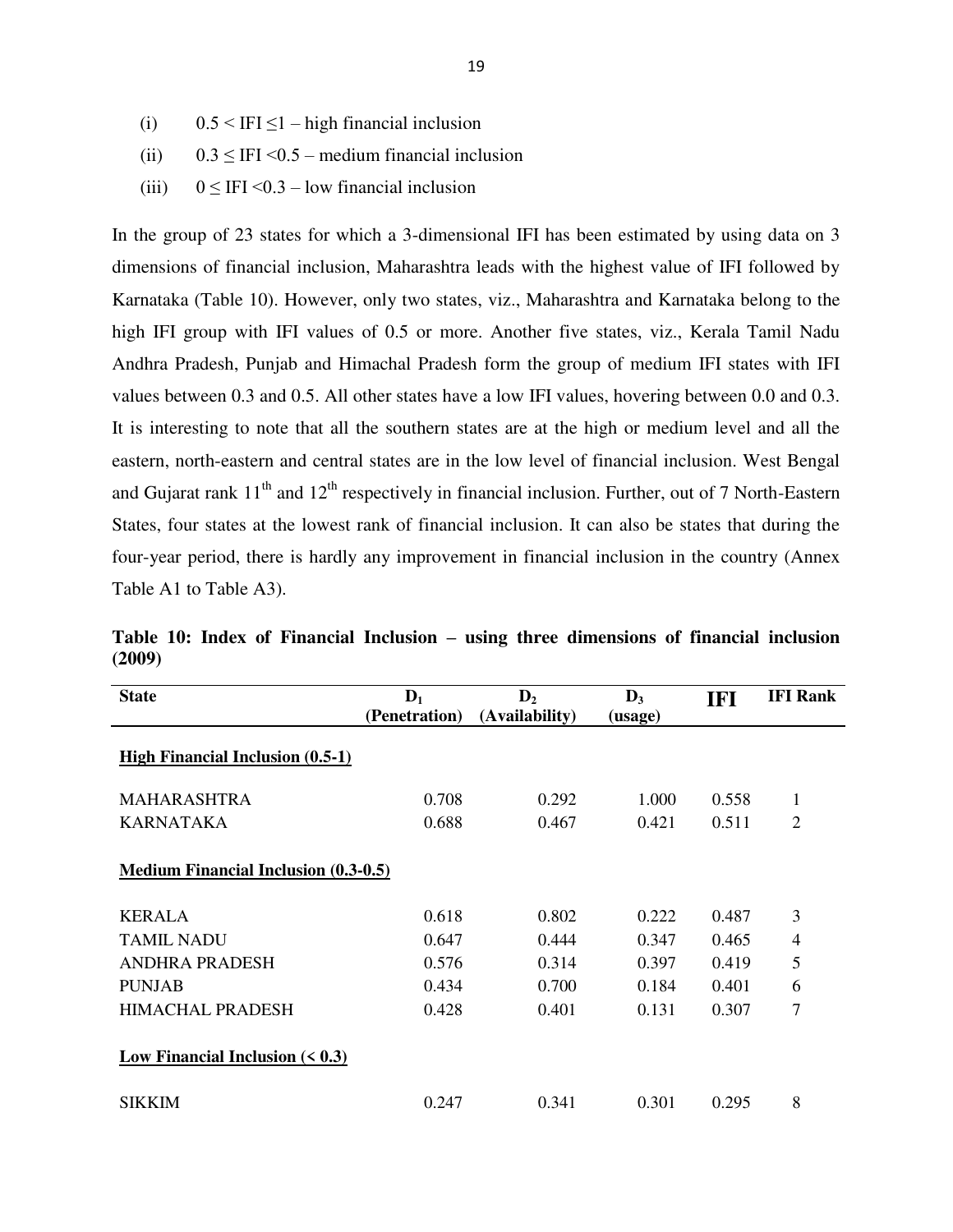(i) 0.5 < IFI ≤1 – high financial inclusion

(ii) 0.3 ≤ IFI <0.5 – medium financial inclusion

(iii) 0 ≤ IFI <0.3 – low financial inclusion

In the group of 23 states for which a 3-dimensional IFI has been estimated by using data on 3 dimensions of financial inclusion, Maharashtra leads with the highest value of IFI followed by Karnataka (Table 10). However, only two states, viz., Maharashtra and Karnataka belong to the high IFI group with IFI values of 0.5 or more. Another five states, viz., Kerala Tamil Nadu Andhra Pradesh, Punjab and Himachal Pradesh form the group of medium IFI states with IFI values between 0.3 and 0.5. All other states have a low IFI values, hovering between 0.0 and 0.3. It is interesting to note that all the southern states are at the high or medium level and all the eastern, north-eastern and central states are in the low level of financial inclusion. West Bengal and Gujarat rank 11th and 12th respectively in financial inclusion. Further, out of 7 North-Eastern States, four states at the lowest rank of financial inclusion. It can also be states that during the four-year period, there is hardly any improvement in financial inclusion in the country (Annex Table A1 to Table A3).

**Table 10: Index of Financial Inclusion – using three dimensions of financial inclusion (2009)**

| State | $D_1$ (Penetration) | $D_2$ (Availability) | $D_3$ (usage) | IFI | IFI Rank |
|---|---|---|---|---|---|
| **High Financial Inclusion (0.5-1)** | | | | | |
| MAHARASHTRA | 0.708 | 0.292 | 1.000 | 0.558 | 1 |
| KARNATAKA | 0.688 | 0.467 | 0.421 | 0.511 | 2 |
| **Medium Financial Inclusion (0.3-0.5)** | | | | | |
| KERALA | 0.618 | 0.802 | 0.222 | 0.487 | 3 |
| TAMIL NADU | 0.647 | 0.444 | 0.347 | 0.465 | 4 |
| ANDHRA PRADESH | 0.576 | 0.314 | 0.397 | 0.419 | 5 |
| PUNJAB | 0.434 | 0.700 | 0.184 | 0.401 | 6 |
| HIMACHAL PRADESH | 0.428 | 0.401 | 0.131 | 0.307 | 7 |
| **Low Financial Inclusion (< 0.3)** | | | | | |
| SIKKIM | 0.247 | 0.341 | 0.301 | 0.295 | 8 |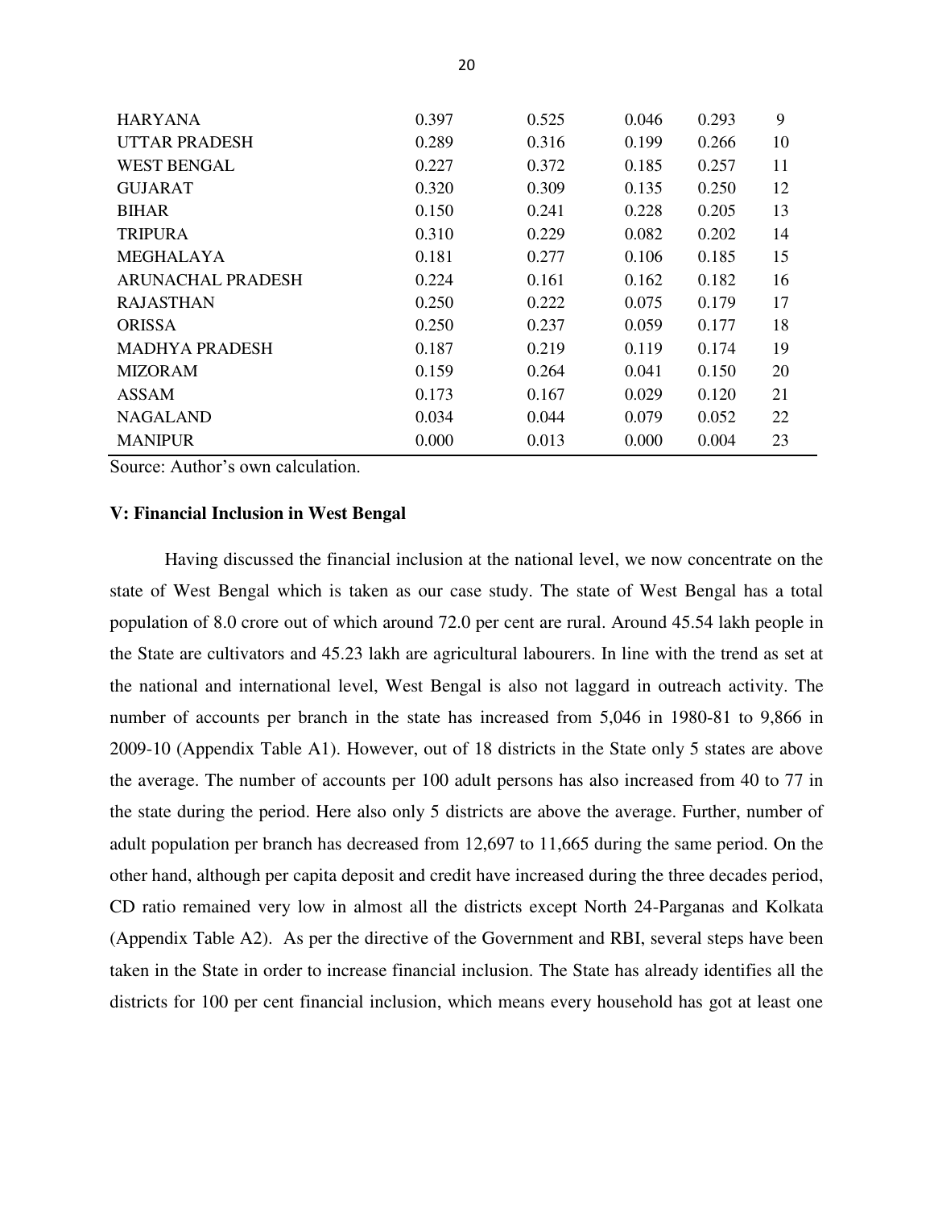| | | | | | |
|---|---|---|---|---|---|
| HARYANA | 0.397 | 0.525 | 0.046 | 0.293 | 9 |
| UTTAR PRADESH | 0.289 | 0.316 | 0.199 | 0.266 | 10 |
| WEST BENGAL | 0.227 | 0.372 | 0.185 | 0.257 | 11 |
| GUJARAT | 0.320 | 0.309 | 0.135 | 0.250 | 12 |
| BIHAR | 0.150 | 0.241 | 0.228 | 0.205 | 13 |
| TRIPURA | 0.310 | 0.229 | 0.082 | 0.202 | 14 |
| MEGHALAYA | 0.181 | 0.277 | 0.106 | 0.185 | 15 |
| ARUNACHAL PRADESH | 0.224 | 0.161 | 0.162 | 0.182 | 16 |
| RAJASTHAN | 0.250 | 0.222 | 0.075 | 0.179 | 17 |
| ORISSA | 0.250 | 0.237 | 0.059 | 0.177 | 18 |
| MADHYA PRADESH | 0.187 | 0.219 | 0.119 | 0.174 | 19 |
| MIZORAM | 0.159 | 0.264 | 0.041 | 0.150 | 20 |
| ASSAM | 0.173 | 0.167 | 0.029 | 0.120 | 21 |
| NAGALAND | 0.034 | 0.044 | 0.079 | 0.052 | 22 |
| MANIPUR | 0.000 | 0.013 | 0.000 | 0.004 | 23 |

Source: Author's own calculation.

### V: Financial Inclusion in West Bengal

Having discussed the financial inclusion at the national level, we now concentrate on the state of West Bengal which is taken as our case study. The state of West Bengal has a total population of 8.0 crore out of which around 72.0 per cent are rural. Around 45.54 lakh people in the State are cultivators and 45.23 lakh are agricultural labourers. In line with the trend as set at the national and international level, West Bengal is also not laggard in outreach activity. The number of accounts per branch in the state has increased from 5,046 in 1980-81 to 9,866 in 2009-10 (Appendix Table A1). However, out of 18 districts in the State only 5 states are above the average. The number of accounts per 100 adult persons has also increased from 40 to 77 in the state during the period. Here also only 5 districts are above the average. Further, number of adult population per branch has decreased from 12,697 to 11,665 during the same period. On the other hand, although per capita deposit and credit have increased during the three decades period, CD ratio remained very low in almost all the districts except North 24-Parganas and Kolkata (Appendix Table A2). As per the directive of the Government and RBI, several steps have been taken in the State in order to increase financial inclusion. The State has already identifies all the districts for 100 per cent financial inclusion, which means every household has got at least one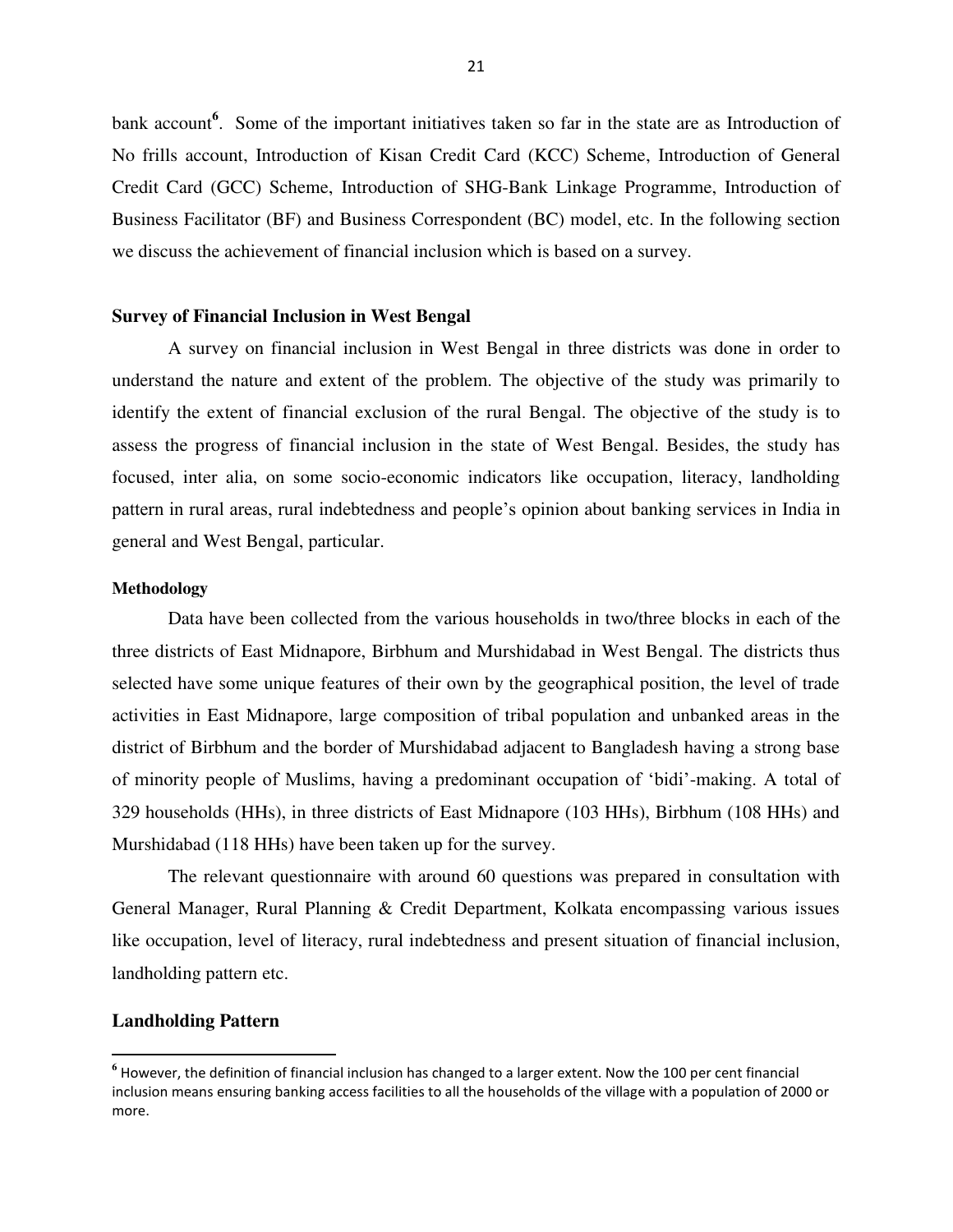bank account[6]. Some of the important initiatives taken so far in the state are as Introduction of No frills account, Introduction of Kisan Credit Card (KCC) Scheme, Introduction of General Credit Card (GCC) Scheme, Introduction of SHG-Bank Linkage Programme, Introduction of Business Facilitator (BF) and Business Correspondent (BC) model, etc. In the following section we discuss the achievement of financial inclusion which is based on a survey.

## Survey of Financial Inclusion in West Bengal

A survey on financial inclusion in West Bengal in three districts was done in order to understand the nature and extent of the problem. The objective of the study was primarily to identify the extent of financial exclusion of the rural Bengal. The objective of the study is to assess the progress of financial inclusion in the state of West Bengal. Besides, the study has focused, inter alia, on some socio-economic indicators like occupation, literacy, landholding pattern in rural areas, rural indebtedness and people's opinion about banking services in India in general and West Bengal, particular.

### Methodology

Data have been collected from the various households in two/three blocks in each of the three districts of East Midnapore, Birbhum and Murshidabad in West Bengal. The districts thus selected have some unique features of their own by the geographical position, the level of trade activities in East Midnapore, large composition of tribal population and unbanked areas in the district of Birbhum and the border of Murshidabad adjacent to Bangladesh having a strong base of minority people of Muslims, having a predominant occupation of 'bidi'-making. A total of 329 households (HHs), in three districts of East Midnapore (103 HHs), Birbhum (108 HHs) and Murshidabad (118 HHs) have been taken up for the survey.

The relevant questionnaire with around 60 questions was prepared in consultation with General Manager, Rural Planning & Credit Department, Kolkata encompassing various issues like occupation, level of literacy, rural indebtedness and present situation of financial inclusion, landholding pattern etc.

## Landholding Pattern

---

[6] However, the definition of financial inclusion has changed to a larger extent. Now the 100 per cent financial inclusion means ensuring banking access facilities to all the households of the village with a population of 2000 or more.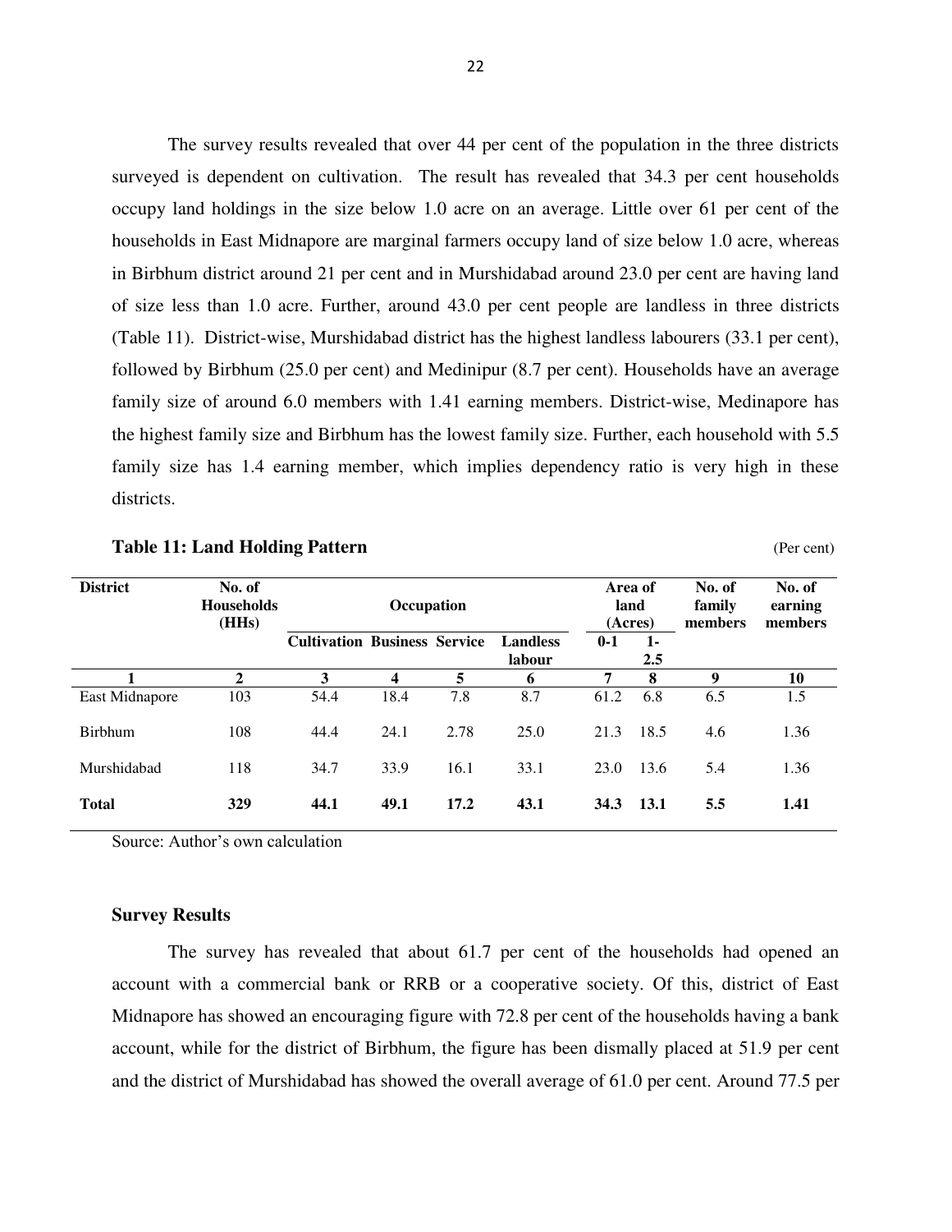The survey results revealed that over 44 per cent of the population in the three districts surveyed is dependent on cultivation. The result has revealed that 34.3 per cent households occupy land holdings in the size below 1.0 acre on an average. Little over 61 per cent of the households in East Midnapore are marginal farmers occupy land of size below 1.0 acre, whereas in Birbhum district around 21 per cent and in Murshidabad around 23.0 per cent are having land of size less than 1.0 acre. Further, around 43.0 per cent people are landless in three districts (Table 11). District-wise, Murshidabad district has the highest landless labourers (33.1 per cent), followed by Birbhum (25.0 per cent) and Medinipur (8.7 per cent). Households have an average family size of around 6.0 members with 1.41 earning members. District-wise, Medinapore has the highest family size and Birbhum has the lowest family size. Further, each household with 5.5 family size has 1.4 earning member, which implies dependency ratio is very high in these districts.

**Table 11: Land Holding Pattern** (Per cent)

| District | No. of Households (HHs) | Occupation | | | | Area of land (Acres) | | No. of family members | No. of earning members |
|---|---|---|---|---|---|---|---|---|---|
| | | Cultivation | Business | Service | Landless labour | 0-1 | 1-2.5 | | |
| 1 | 2 | 3 | 4 | 5 | 6 | 7 | 8 | 9 | 10 |
| East Midnapore | 103 | 54.4 | 18.4 | 7.8 | 8.7 | 61.2 | 6.8 | 6.5 | 1.5 |
| Birbhum | 108 | 44.4 | 24.1 | 2.78 | 25.0 | 21.3 | 18.5 | 4.6 | 1.36 |
| Murshidabad | 118 | 34.7 | 33.9 | 16.1 | 33.1 | 23.0 | 13.6 | 5.4 | 1.36 |
| **Total** | **329** | **44.1** | **49.1** | **17.2** | **43.1** | **34.3** | **13.1** | **5.5** | **1.41** |

Source: Author's own calculation

### Survey Results

The survey has revealed that about 61.7 per cent of the households had opened an account with a commercial bank or RRB or a cooperative society. Of this, district of East Midnapore has showed an encouraging figure with 72.8 per cent of the households having a bank account, while for the district of Birbhum, the figure has been dismally placed at 51.9 per cent and the district of Murshidabad has showed the overall average of 61.0 per cent. Around 77.5 per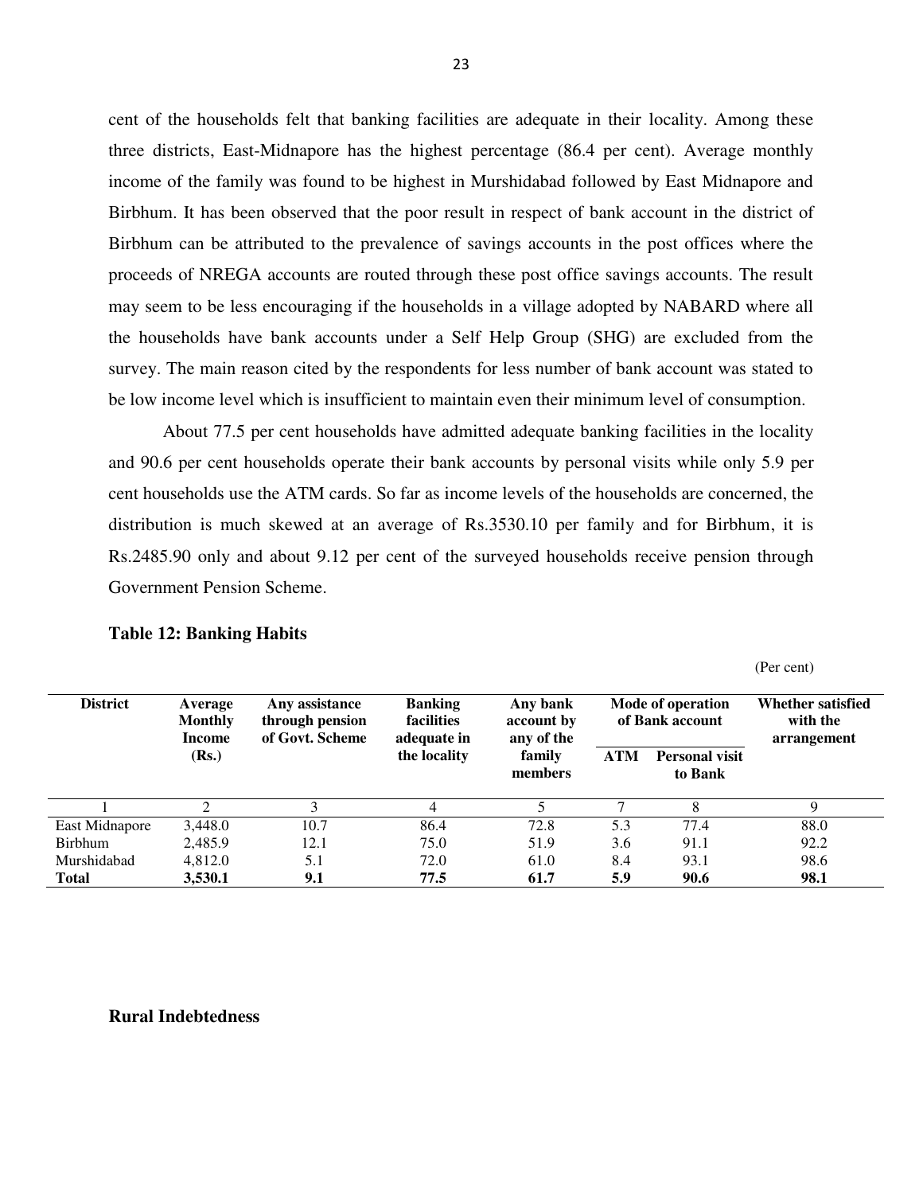cent of the households felt that banking facilities are adequate in their locality. Among these three districts, East-Midnapore has the highest percentage (86.4 per cent). Average monthly income of the family was found to be highest in Murshidabad followed by East Midnapore and Birbhum. It has been observed that the poor result in respect of bank account in the district of Birbhum can be attributed to the prevalence of savings accounts in the post offices where the proceeds of NREGA accounts are routed through these post office savings accounts. The result may seem to be less encouraging if the households in a village adopted by NABARD where all the households have bank accounts under a Self Help Group (SHG) are excluded from the survey. The main reason cited by the respondents for less number of bank account was stated to be low income level which is insufficient to maintain even their minimum level of consumption.

About 77.5 per cent households have admitted adequate banking facilities in the locality and 90.6 per cent households operate their bank accounts by personal visits while only 5.9 per cent households use the ATM cards. So far as income levels of the households are concerned, the distribution is much skewed at an average of Rs.3530.10 per family and for Birbhum, it is Rs.2485.90 only and about 9.12 per cent of the surveyed households receive pension through Government Pension Scheme.

**Table 12: Banking Habits**

(Per cent)

| District | Average Monthly Income (Rs.) | Any assistance through pension of Govt. Scheme | Banking facilities adequate in the locality | Any bank account by any of the family members | Mode of operation of Bank account | | Whether satisfied with the arrangement |
|---|---|---|---|---|---|---|---|
| | | | | | ATM | Personal visit to Bank | |
| 1 | 2 | 3 | 4 | 5 | 7 | 8 | 9 |
| East Midnapore | 3,448.0 | 10.7 | 86.4 | 72.8 | 5.3 | 77.4 | 88.0 |
| Birbhum | 2,485.9 | 12.1 | 75.0 | 51.9 | 3.6 | 91.1 | 92.2 |
| Murshidabad | 4,812.0 | 5.1 | 72.0 | 61.0 | 8.4 | 93.1 | 98.6 |
| **Total** | **3,530.1** | **9.1** | **77.5** | **61.7** | **5.9** | **90.6** | **98.1** |

**Rural Indebtedness**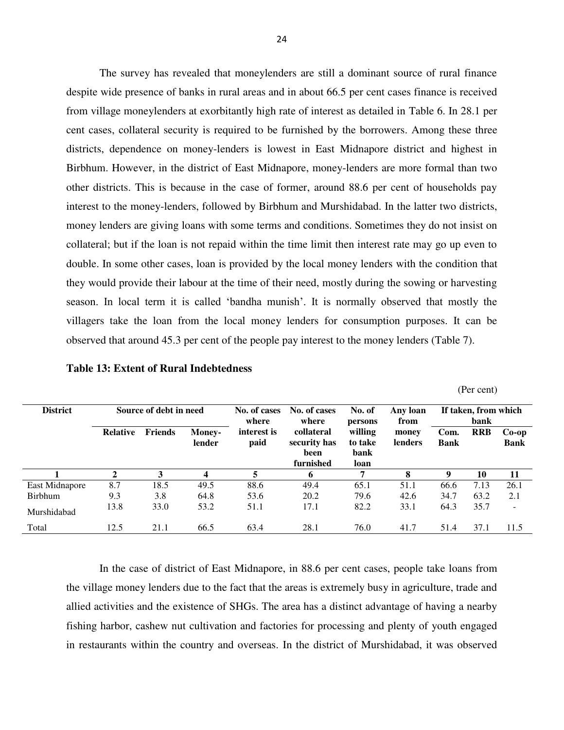The survey has revealed that moneylenders are still a dominant source of rural finance despite wide presence of banks in rural areas and in about 66.5 per cent cases finance is received from village moneylenders at exorbitantly high rate of interest as detailed in Table 6. In 28.1 per cent cases, collateral security is required to be furnished by the borrowers. Among these three districts, dependence on money-lenders is lowest in East Midnapore district and highest in Birbhum. However, in the district of East Midnapore, money-lenders are more formal than two other districts. This is because in the case of former, around 88.6 per cent of households pay interest to the money-lenders, followed by Birbhum and Murshidabad. In the latter two districts, money lenders are giving loans with some terms and conditions. Sometimes they do not insist on collateral; but if the loan is not repaid within the time limit then interest rate may go up even to double. In some other cases, loan is provided by the local money lenders with the condition that they would provide their labour at the time of their need, mostly during the sowing or harvesting season. In local term it is called 'bandha munish'. It is normally observed that mostly the villagers take the loan from the local money lenders for consumption purposes. It can be observed that around 45.3 per cent of the people pay interest to the money lenders (Table 7).

**Table 13: Extent of Rural Indebtedness**

(Per cent)

| District | Source of debt in need | | | No. of cases where interest is paid | No. of cases where collateral security has been furnished | No. of persons willing to take bank loan | Any loan from money lenders | If taken, from which bank | | |
|---|---|---|---|---|---|---|---|---|---|---|
| | Relative | Friends | Money-lender | | | | | Com. Bank | RRB | Co-op Bank |
| 1 | 2 | 3 | 4 | 5 | 6 | 7 | 8 | 9 | 10 | 11 |
| East Midnapore | 8.7 | 18.5 | 49.5 | 88.6 | 49.4 | 65.1 | 51.1 | 66.6 | 7.13 | 26.1 |
| Birbhum | 9.3 | 3.8 | 64.8 | 53.6 | 20.2 | 79.6 | 42.6 | 34.7 | 63.2 | 2.1 |
| Murshidabad | 13.8 | 33.0 | 53.2 | 51.1 | 17.1 | 82.2 | 33.1 | 64.3 | 35.7 | - |
| Total | 12.5 | 21.1 | 66.5 | 63.4 | 28.1 | 76.0 | 41.7 | 51.4 | 37.1 | 11.5 |

In the case of district of East Midnapore, in 88.6 per cent cases, people take loans from the village money lenders due to the fact that the areas is extremely busy in agriculture, trade and allied activities and the existence of SHGs. The area has a distinct advantage of having a nearby fishing harbor, cashew nut cultivation and factories for processing and plenty of youth engaged in restaurants within the country and overseas. In the district of Murshidabad, it was observed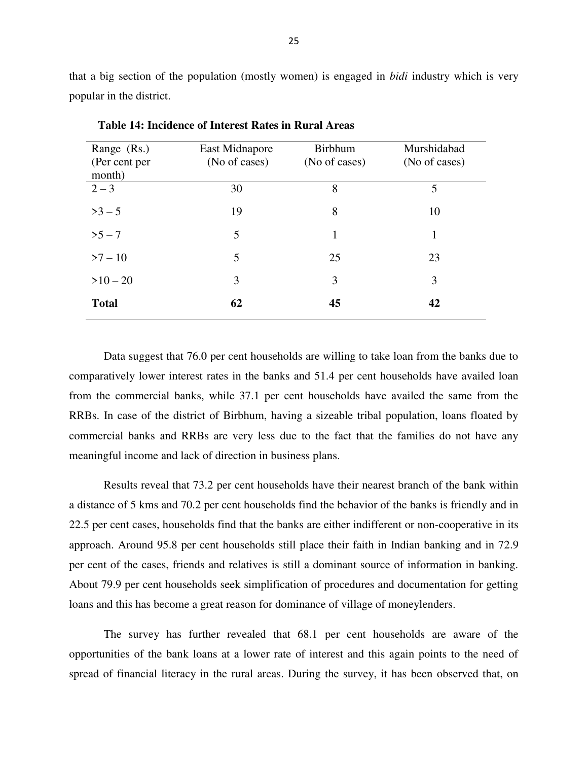that a big section of the population (mostly women) is engaged in *bidi* industry which is very popular in the district.

**Table 14: Incidence of Interest Rates in Rural Areas**

| Range (Rs.) (Per cent per month) | East Midnapore (No of cases) | Birbhum (No of cases) | Murshidabad (No of cases) |
|---|---|---|---|
| 2 – 3 | 30 | 8 | 5 |
| >3 – 5 | 19 | 8 | 10 |
| >5 – 7 | 5 | 1 | 1 |
| >7 – 10 | 5 | 25 | 23 |
| >10 – 20 | 3 | 3 | 3 |
| **Total** | **62** | **45** | **42** |

Data suggest that 76.0 per cent households are willing to take loan from the banks due to comparatively lower interest rates in the banks and 51.4 per cent households have availed loan from the commercial banks, while 37.1 per cent households have availed the same from the RRBs. In case of the district of Birbhum, having a sizeable tribal population, loans floated by commercial banks and RRBs are very less due to the fact that the families do not have any meaningful income and lack of direction in business plans.

Results reveal that 73.2 per cent households have their nearest branch of the bank within a distance of 5 kms and 70.2 per cent households find the behavior of the banks is friendly and in 22.5 per cent cases, households find that the banks are either indifferent or non-cooperative in its approach. Around 95.8 per cent households still place their faith in Indian banking and in 72.9 per cent of the cases, friends and relatives is still a dominant source of information in banking. About 79.9 per cent households seek simplification of procedures and documentation for getting loans and this has become a great reason for dominance of village of moneylenders.

The survey has further revealed that 68.1 per cent households are aware of the opportunities of the bank loans at a lower rate of interest and this again points to the need of spread of financial literacy in the rural areas. During the survey, it has been observed that, on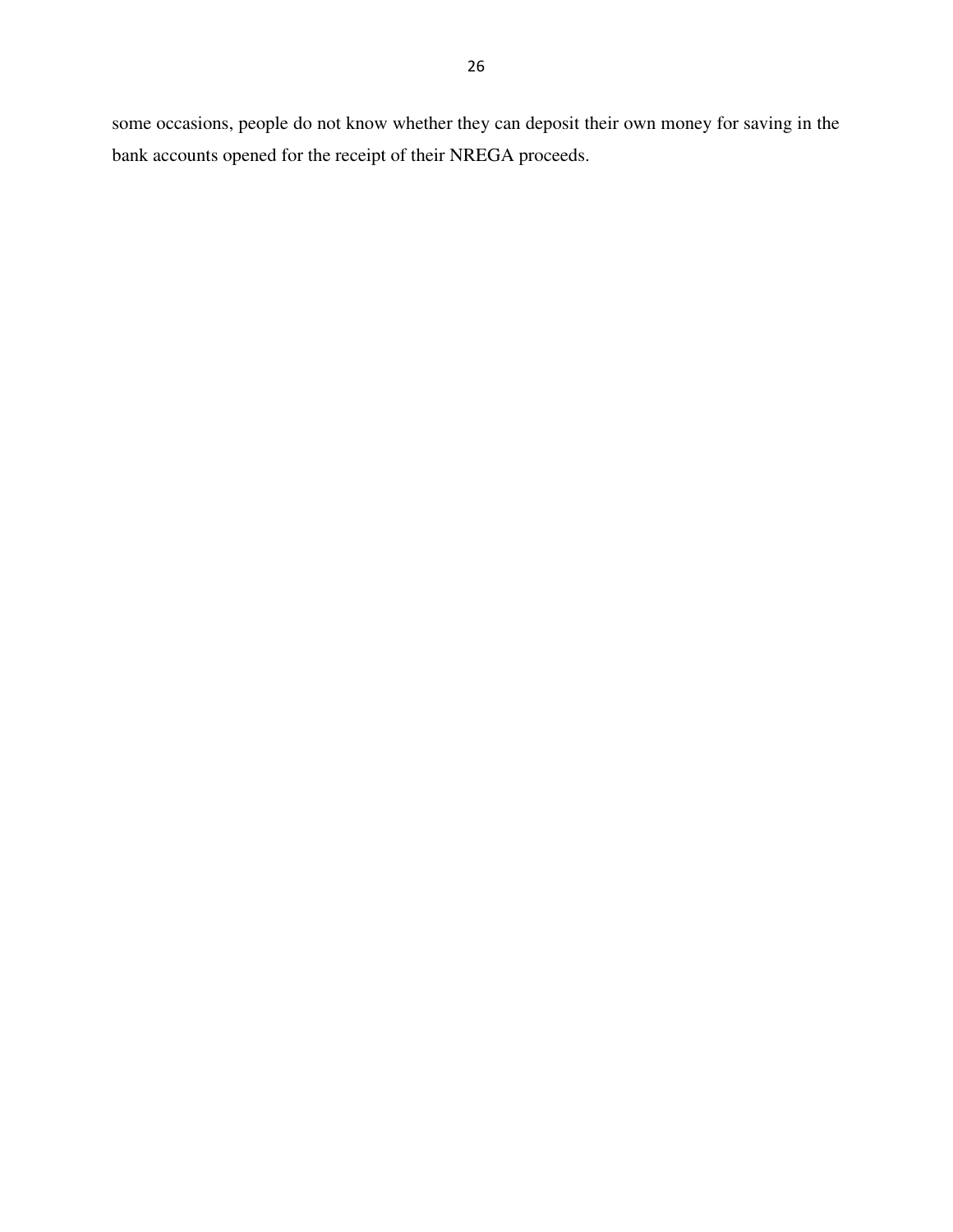some occasions, people do not know whether they can deposit their own money for saving in the bank accounts opened for the receipt of their NREGA proceeds.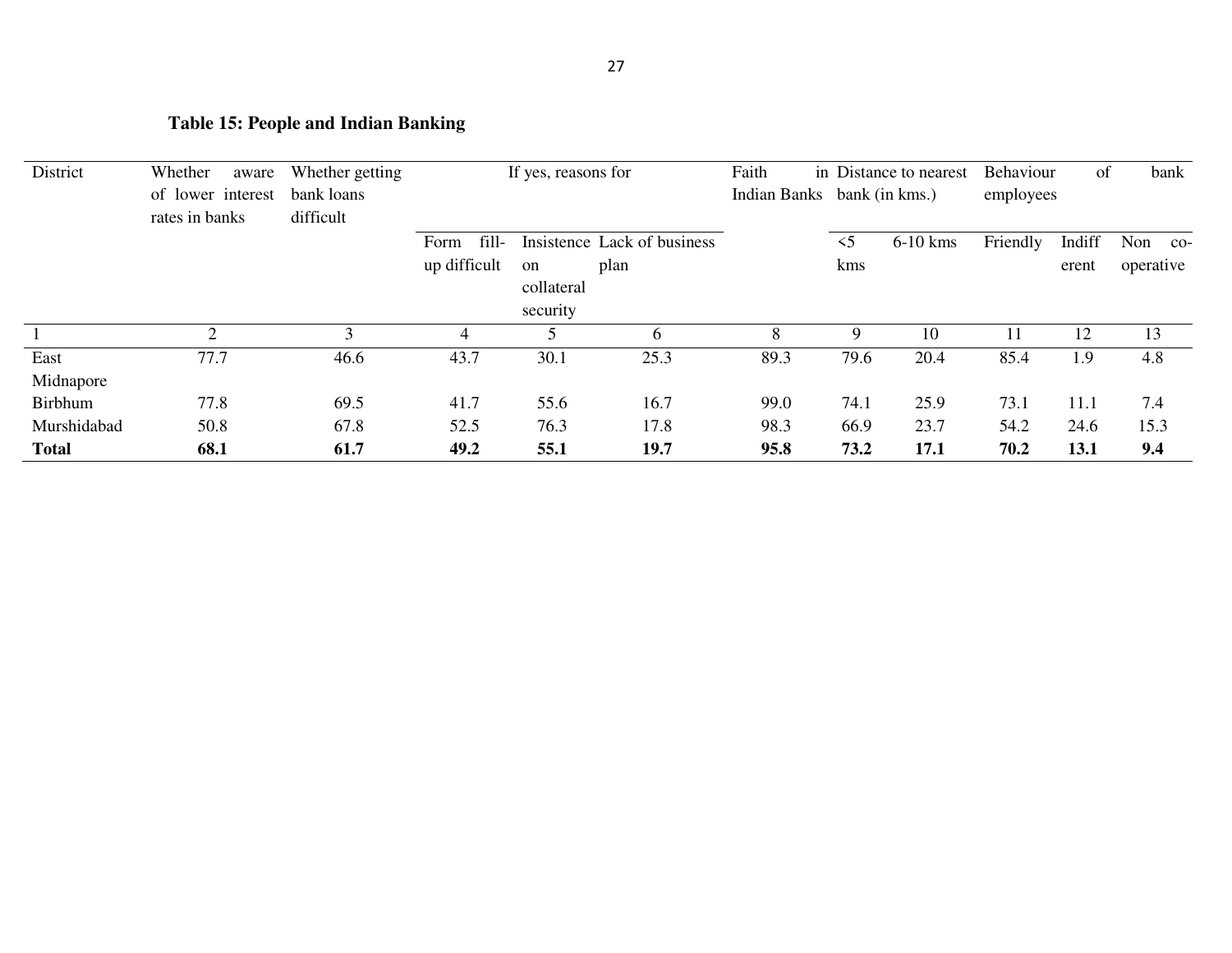**Table 15: People and Indian Banking**

| District | Whether aware of lower interest rates in banks | Whether getting bank loans difficult | If yes, reasons for | | | Faith in Indian Banks | Distance to nearest bank (in kms.) | | Behaviour of bank employees | | |
|---|---|---|---|---|---|---|---|---|---|---|---|
| | | | Form fill-up difficult | Insistence on collateral security | Lack of business plan | | <5 kms | 6-10 kms | Friendly | Indifferent | Non co-operative |
| 1 | 2 | 3 | 4 | 5 | 6 | 8 | 9 | 10 | 11 | 12 | 13 |
| East Midnapore | 77.7 | 46.6 | 43.7 | 30.1 | 25.3 | 89.3 | 79.6 | 20.4 | 85.4 | 1.9 | 4.8 |
| Birbhum | 77.8 | 69.5 | 41.7 | 55.6 | 16.7 | 99.0 | 74.1 | 25.9 | 73.1 | 11.1 | 7.4 |
| Murshidabad | 50.8 | 67.8 | 52.5 | 76.3 | 17.8 | 98.3 | 66.9 | 23.7 | 54.2 | 24.6 | 15.3 |
| **Total** | **68.1** | **61.7** | **49.2** | **55.1** | **19.7** | **95.8** | **73.2** | **17.1** | **70.2** | **13.1** | **9.4** |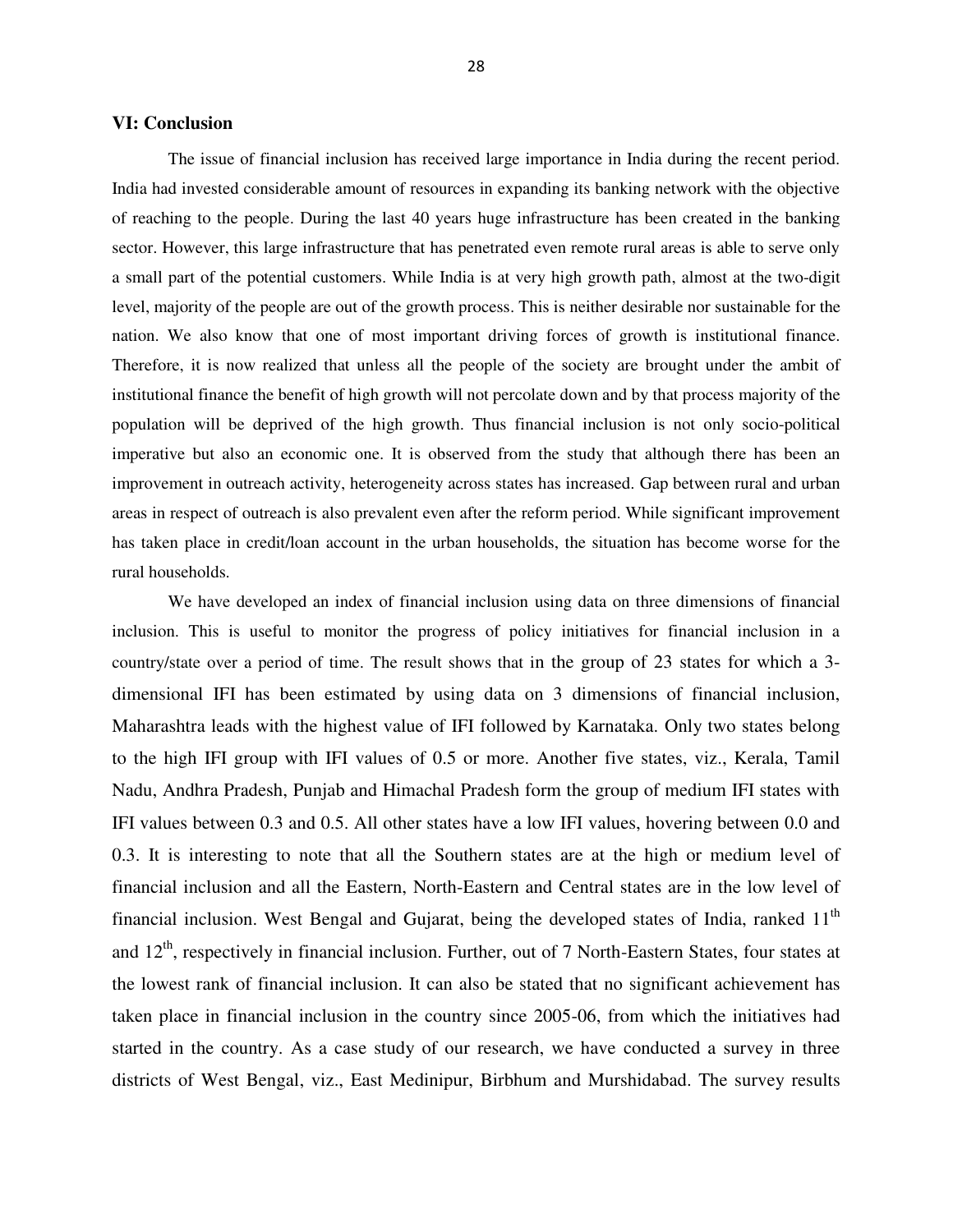## VI: Conclusion

The issue of financial inclusion has received large importance in India during the recent period. India had invested considerable amount of resources in expanding its banking network with the objective of reaching to the people. During the last 40 years huge infrastructure has been created in the banking sector. However, this large infrastructure that has penetrated even remote rural areas is able to serve only a small part of the potential customers. While India is at very high growth path, almost at the two-digit level, majority of the people are out of the growth process. This is neither desirable nor sustainable for the nation. We also know that one of most important driving forces of growth is institutional finance. Therefore, it is now realized that unless all the people of the society are brought under the ambit of institutional finance the benefit of high growth will not percolate down and by that process majority of the population will be deprived of the high growth. Thus financial inclusion is not only socio-political imperative but also an economic one. It is observed from the study that although there has been an improvement in outreach activity, heterogeneity across states has increased. Gap between rural and urban areas in respect of outreach is also prevalent even after the reform period. While significant improvement has taken place in credit/loan account in the urban households, the situation has become worse for the rural households.

We have developed an index of financial inclusion using data on three dimensions of financial inclusion. This is useful to monitor the progress of policy initiatives for financial inclusion in a country/state over a period of time. The result shows that in the group of 23 states for which a 3-dimensional IFI has been estimated by using data on 3 dimensions of financial inclusion, Maharashtra leads with the highest value of IFI followed by Karnataka. Only two states belong to the high IFI group with IFI values of 0.5 or more. Another five states, viz., Kerala, Tamil Nadu, Andhra Pradesh, Punjab and Himachal Pradesh form the group of medium IFI states with IFI values between 0.3 and 0.5. All other states have a low IFI values, hovering between 0.0 and 0.3. It is interesting to note that all the Southern states are at the high or medium level of financial inclusion and all the Eastern, North-Eastern and Central states are in the low level of financial inclusion. West Bengal and Gujarat, being the developed states of India, ranked 11th and 12th, respectively in financial inclusion. Further, out of 7 North-Eastern States, four states at the lowest rank of financial inclusion. It can also be stated that no significant achievement has taken place in financial inclusion in the country since 2005-06, from which the initiatives had started in the country. As a case study of our research, we have conducted a survey in three districts of West Bengal, viz., East Medinipur, Birbhum and Murshidabad. The survey results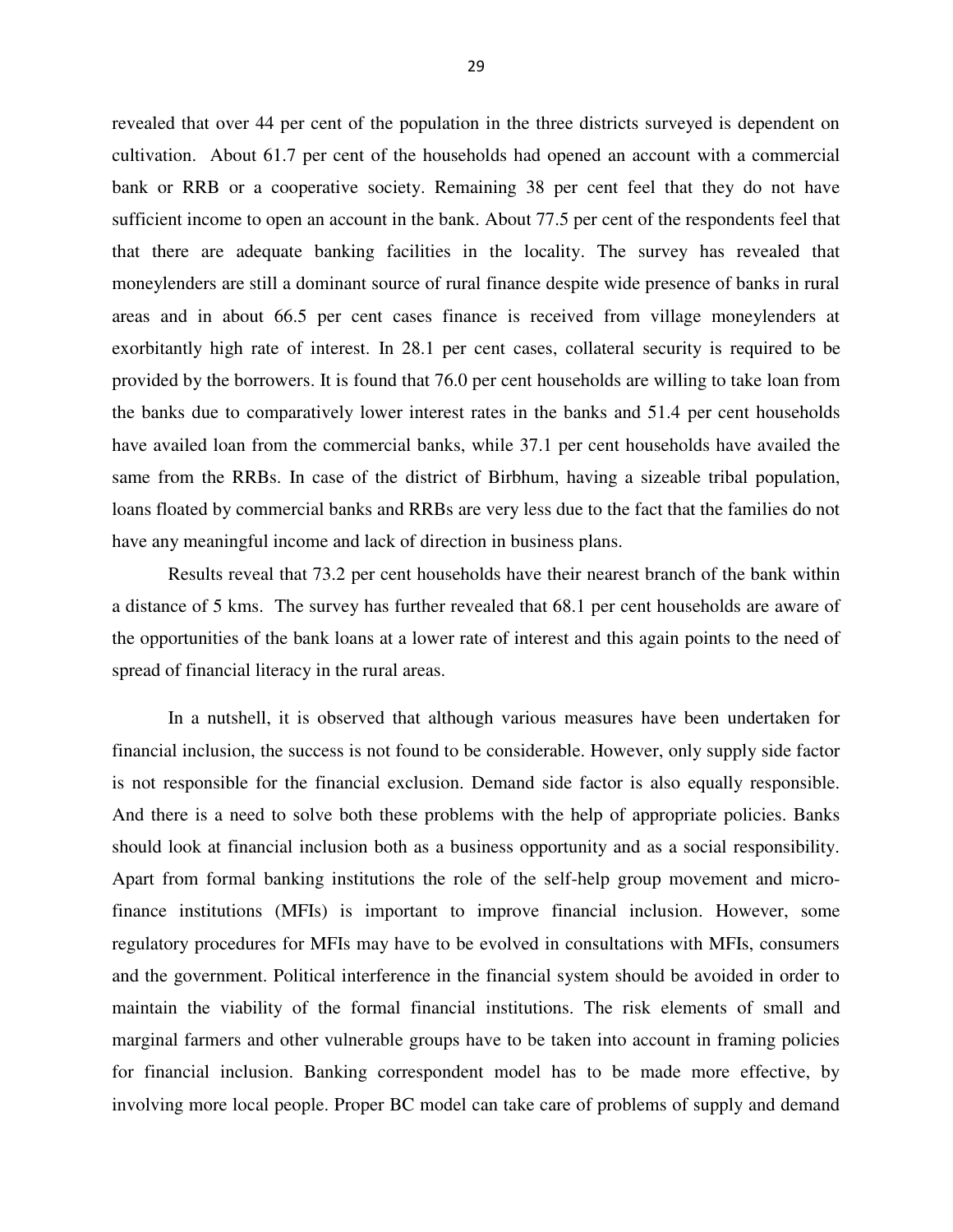revealed that over 44 per cent of the population in the three districts surveyed is dependent on cultivation. About 61.7 per cent of the households had opened an account with a commercial bank or RRB or a cooperative society. Remaining 38 per cent feel that they do not have sufficient income to open an account in the bank. About 77.5 per cent of the respondents feel that that there are adequate banking facilities in the locality. The survey has revealed that moneylenders are still a dominant source of rural finance despite wide presence of banks in rural areas and in about 66.5 per cent cases finance is received from village moneylenders at exorbitantly high rate of interest. In 28.1 per cent cases, collateral security is required to be provided by the borrowers. It is found that 76.0 per cent households are willing to take loan from the banks due to comparatively lower interest rates in the banks and 51.4 per cent households have availed loan from the commercial banks, while 37.1 per cent households have availed the same from the RRBs. In case of the district of Birbhum, having a sizeable tribal population, loans floated by commercial banks and RRBs are very less due to the fact that the families do not have any meaningful income and lack of direction in business plans.

Results reveal that 73.2 per cent households have their nearest branch of the bank within a distance of 5 kms. The survey has further revealed that 68.1 per cent households are aware of the opportunities of the bank loans at a lower rate of interest and this again points to the need of spread of financial literacy in the rural areas.

In a nutshell, it is observed that although various measures have been undertaken for financial inclusion, the success is not found to be considerable. However, only supply side factor is not responsible for the financial exclusion. Demand side factor is also equally responsible. And there is a need to solve both these problems with the help of appropriate policies. Banks should look at financial inclusion both as a business opportunity and as a social responsibility. Apart from formal banking institutions the role of the self-help group movement and micro-finance institutions (MFIs) is important to improve financial inclusion. However, some regulatory procedures for MFIs may have to be evolved in consultations with MFIs, consumers and the government. Political interference in the financial system should be avoided in order to maintain the viability of the formal financial institutions. The risk elements of small and marginal farmers and other vulnerable groups have to be taken into account in framing policies for financial inclusion. Banking correspondent model has to be made more effective, by involving more local people. Proper BC model can take care of problems of supply and demand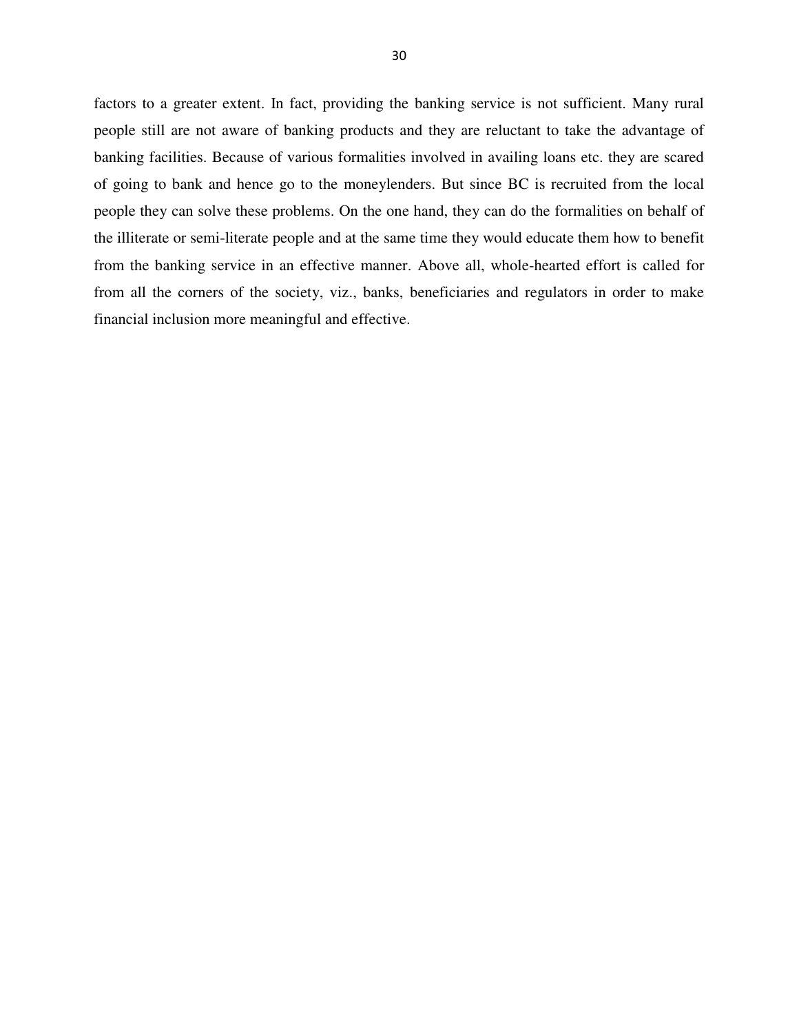factors to a greater extent. In fact, providing the banking service is not sufficient. Many rural people still are not aware of banking products and they are reluctant to take the advantage of banking facilities. Because of various formalities involved in availing loans etc. they are scared of going to bank and hence go to the moneylenders. But since BC is recruited from the local people they can solve these problems. On the one hand, they can do the formalities on behalf of the illiterate or semi-literate people and at the same time they would educate them how to benefit from the banking service in an effective manner. Above all, whole-hearted effort is called for from all the corners of the society, viz., banks, beneficiaries and regulators in order to make financial inclusion more meaningful and effective.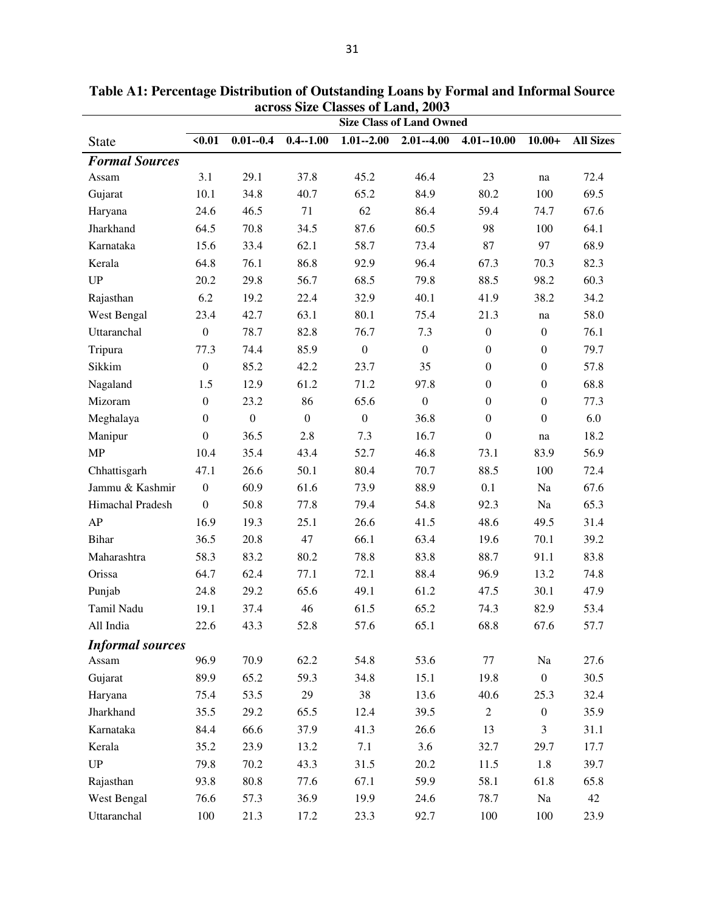**Table A1: Percentage Distribution of Outstanding Loans by Formal and Informal Source across Size Classes of Land, 2003**

| State | Size Class of Land Owned | | | | | | | |
|---|---|---|---|---|---|---|---|---|
| | <0.01 | 0.01--0.4 | 0.4--1.00 | 1.01--2.00 | 2.01--4.00 | 4.01--10.00 | 10.00+ | All Sizes |
| ***Formal Sources*** | | | | | | | | |
| Assam | 3.1 | 29.1 | 37.8 | 45.2 | 46.4 | 23 | na | 72.4 |
| Gujarat | 10.1 | 34.8 | 40.7 | 65.2 | 84.9 | 80.2 | 100 | 69.5 |
| Haryana | 24.6 | 46.5 | 71 | 62 | 86.4 | 59.4 | 74.7 | 67.6 |
| Jharkhand | 64.5 | 70.8 | 34.5 | 87.6 | 60.5 | 98 | 100 | 64.1 |
| Karnataka | 15.6 | 33.4 | 62.1 | 58.7 | 73.4 | 87 | 97 | 68.9 |
| Kerala | 64.8 | 76.1 | 86.8 | 92.9 | 96.4 | 67.3 | 70.3 | 82.3 |
| UP | 20.2 | 29.8 | 56.7 | 68.5 | 79.8 | 88.5 | 98.2 | 60.3 |
| Rajasthan | 6.2 | 19.2 | 22.4 | 32.9 | 40.1 | 41.9 | 38.2 | 34.2 |
| West Bengal | 23.4 | 42.7 | 63.1 | 80.1 | 75.4 | 21.3 | na | 58.0 |
| Uttaranchal | 0 | 78.7 | 82.8 | 76.7 | 7.3 | 0 | 0 | 76.1 |
| Tripura | 77.3 | 74.4 | 85.9 | 0 | 0 | 0 | 0 | 79.7 |
| Sikkim | 0 | 85.2 | 42.2 | 23.7 | 35 | 0 | 0 | 57.8 |
| Nagaland | 1.5 | 12.9 | 61.2 | 71.2 | 97.8 | 0 | 0 | 68.8 |
| Mizoram | 0 | 23.2 | 86 | 65.6 | 0 | 0 | 0 | 77.3 |
| Meghalaya | 0 | 0 | 0 | 0 | 36.8 | 0 | 0 | 6.0 |
| Manipur | 0 | 36.5 | 2.8 | 7.3 | 16.7 | 0 | na | 18.2 |
| MP | 10.4 | 35.4 | 43.4 | 52.7 | 46.8 | 73.1 | 83.9 | 56.9 |
| Chhattisgarh | 47.1 | 26.6 | 50.1 | 80.4 | 70.7 | 88.5 | 100 | 72.4 |
| Jammu & Kashmir | 0 | 60.9 | 61.6 | 73.9 | 88.9 | 0.1 | Na | 67.6 |
| Himachal Pradesh | 0 | 50.8 | 77.8 | 79.4 | 54.8 | 92.3 | Na | 65.3 |
| AP | 16.9 | 19.3 | 25.1 | 26.6 | 41.5 | 48.6 | 49.5 | 31.4 |
| Bihar | 36.5 | 20.8 | 47 | 66.1 | 63.4 | 19.6 | 70.1 | 39.2 |
| Maharashtra | 58.3 | 83.2 | 80.2 | 78.8 | 83.8 | 88.7 | 91.1 | 83.8 |
| Orissa | 64.7 | 62.4 | 77.1 | 72.1 | 88.4 | 96.9 | 13.2 | 74.8 |
| Punjab | 24.8 | 29.2 | 65.6 | 49.1 | 61.2 | 47.5 | 30.1 | 47.9 |
| Tamil Nadu | 19.1 | 37.4 | 46 | 61.5 | 65.2 | 74.3 | 82.9 | 53.4 |
| All India | 22.6 | 43.3 | 52.8 | 57.6 | 65.1 | 68.8 | 67.6 | 57.7 |
| ***Informal sources*** | | | | | | | | |
| Assam | 96.9 | 70.9 | 62.2 | 54.8 | 53.6 | 77 | Na | 27.6 |
| Gujarat | 89.9 | 65.2 | 59.3 | 34.8 | 15.1 | 19.8 | 0 | 30.5 |
| Haryana | 75.4 | 53.5 | 29 | 38 | 13.6 | 40.6 | 25.3 | 32.4 |
| Jharkhand | 35.5 | 29.2 | 65.5 | 12.4 | 39.5 | 2 | 0 | 35.9 |
| Karnataka | 84.4 | 66.6 | 37.9 | 41.3 | 26.6 | 13 | 3 | 31.1 |
| Kerala | 35.2 | 23.9 | 13.2 | 7.1 | 3.6 | 32.7 | 29.7 | 17.7 |
| UP | 79.8 | 70.2 | 43.3 | 31.5 | 20.2 | 11.5 | 1.8 | 39.7 |
| Rajasthan | 93.8 | 80.8 | 77.6 | 67.1 | 59.9 | 58.1 | 61.8 | 65.8 |
| West Bengal | 76.6 | 57.3 | 36.9 | 19.9 | 24.6 | 78.7 | Na | 42 |
| Uttaranchal | 100 | 21.3 | 17.2 | 23.3 | 92.7 | 100 | 100 | 23.9 |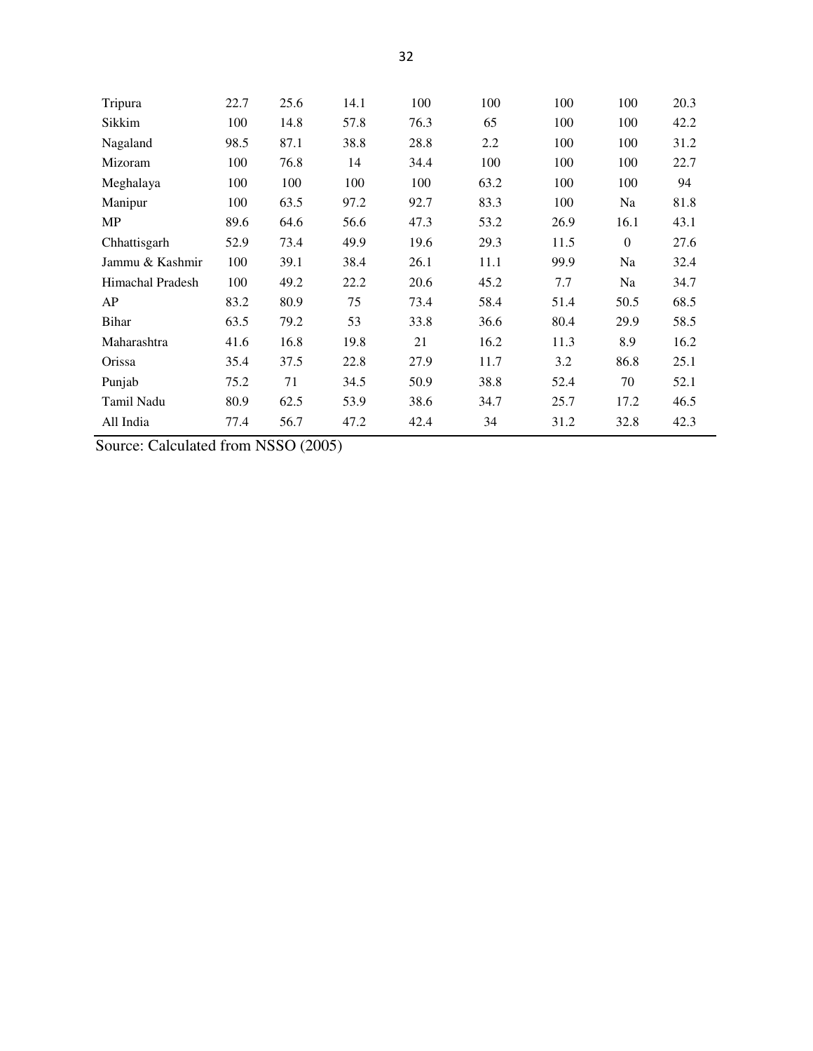| | | | | | | | | |
|---|---|---|---|---|---|---|---|---|
| Tripura | 22.7 | 25.6 | 14.1 | 100 | 100 | 100 | 100 | 20.3 |
| Sikkim | 100 | 14.8 | 57.8 | 76.3 | 65 | 100 | 100 | 42.2 |
| Nagaland | 98.5 | 87.1 | 38.8 | 28.8 | 2.2 | 100 | 100 | 31.2 |
| Mizoram | 100 | 76.8 | 14 | 34.4 | 100 | 100 | 100 | 22.7 |
| Meghalaya | 100 | 100 | 100 | 100 | 63.2 | 100 | 100 | 94 |
| Manipur | 100 | 63.5 | 97.2 | 92.7 | 83.3 | 100 | Na | 81.8 |
| MP | 89.6 | 64.6 | 56.6 | 47.3 | 53.2 | 26.9 | 16.1 | 43.1 |
| Chhattisgarh | 52.9 | 73.4 | 49.9 | 19.6 | 29.3 | 11.5 | 0 | 27.6 |
| Jammu & Kashmir | 100 | 39.1 | 38.4 | 26.1 | 11.1 | 99.9 | Na | 32.4 |
| Himachal Pradesh | 100 | 49.2 | 22.2 | 20.6 | 45.2 | 7.7 | Na | 34.7 |
| AP | 83.2 | 80.9 | 75 | 73.4 | 58.4 | 51.4 | 50.5 | 68.5 |
| Bihar | 63.5 | 79.2 | 53 | 33.8 | 36.6 | 80.4 | 29.9 | 58.5 |
| Maharashtra | 41.6 | 16.8 | 19.8 | 21 | 16.2 | 11.3 | 8.9 | 16.2 |
| Orissa | 35.4 | 37.5 | 22.8 | 27.9 | 11.7 | 3.2 | 86.8 | 25.1 |
| Punjab | 75.2 | 71 | 34.5 | 50.9 | 38.8 | 52.4 | 70 | 52.1 |
| Tamil Nadu | 80.9 | 62.5 | 53.9 | 38.6 | 34.7 | 25.7 | 17.2 | 46.5 |
| All India | 77.4 | 56.7 | 47.2 | 42.4 | 34 | 31.2 | 32.8 | 42.3 |

Source: Calculated from NSSO (2005)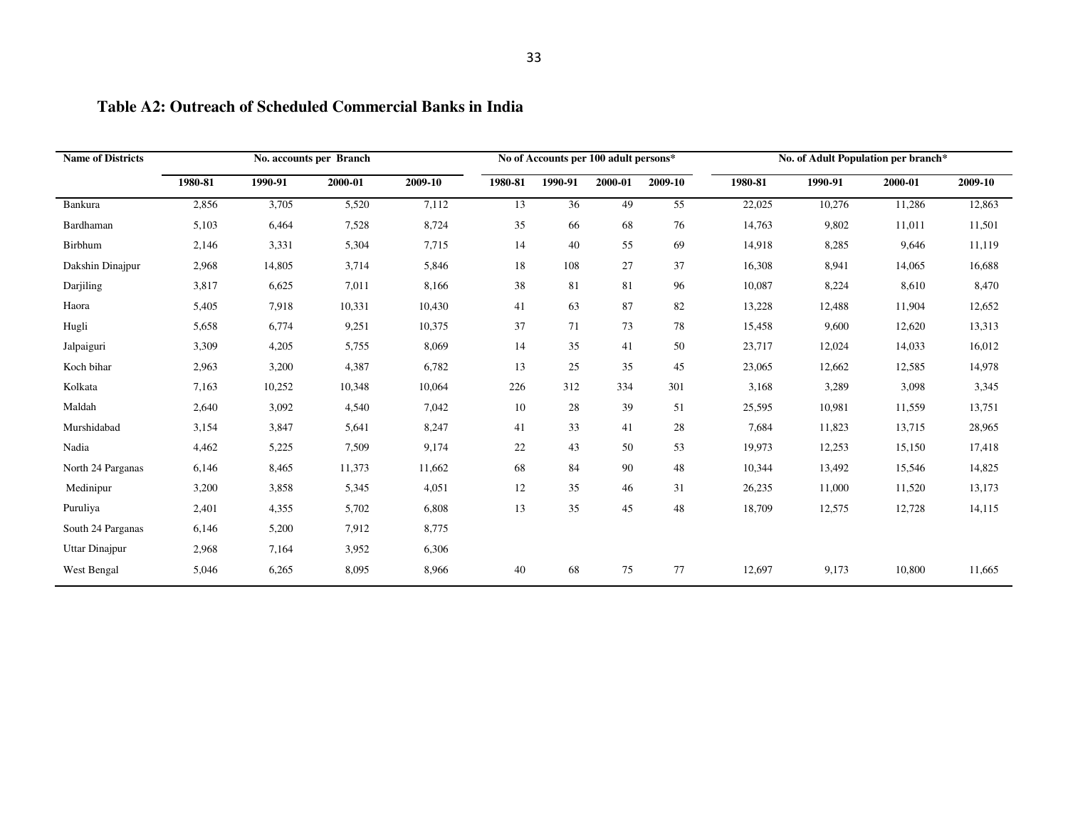**Table A2: Outreach of Scheduled Commercial Banks in India**

| Name of Districts | No. accounts per Branch | | | | No of Accounts per 100 adult persons* | | | | No. of Adult Population per branch* | | | |
|---|---|---|---|---|---|---|---|---|---|---|---|---|
| | 1980-81 | 1990-91 | 2000-01 | 2009-10 | 1980-81 | 1990-91 | 2000-01 | 2009-10 | 1980-81 | 1990-91 | 2000-01 | 2009-10 |
| Bankura | 2,856 | 3,705 | 5,520 | 7,112 | 13 | 36 | 49 | 55 | 22,025 | 10,276 | 11,286 | 12,863 |
| Bardhaman | 5,103 | 6,464 | 7,528 | 8,724 | 35 | 66 | 68 | 76 | 14,763 | 9,802 | 11,011 | 11,501 |
| Birbhum | 2,146 | 3,331 | 5,304 | 7,715 | 14 | 40 | 55 | 69 | 14,918 | 8,285 | 9,646 | 11,119 |
| Dakshin Dinajpur | 2,968 | 14,805 | 3,714 | 5,846 | 18 | 108 | 27 | 37 | 16,308 | 8,941 | 14,065 | 16,688 |
| Darjiling | 3,817 | 6,625 | 7,011 | 8,166 | 38 | 81 | 81 | 96 | 10,087 | 8,224 | 8,610 | 8,470 |
| Haora | 5,405 | 7,918 | 10,331 | 10,430 | 41 | 63 | 87 | 82 | 13,228 | 12,488 | 11,904 | 12,652 |
| Hugli | 5,658 | 6,774 | 9,251 | 10,375 | 37 | 71 | 73 | 78 | 15,458 | 9,600 | 12,620 | 13,313 |
| Jalpaiguri | 3,309 | 4,205 | 5,755 | 8,069 | 14 | 35 | 41 | 50 | 23,717 | 12,024 | 14,033 | 16,012 |
| Koch bihar | 2,963 | 3,200 | 4,387 | 6,782 | 13 | 25 | 35 | 45 | 23,065 | 12,662 | 12,585 | 14,978 |
| Kolkata | 7,163 | 10,252 | 10,348 | 10,064 | 226 | 312 | 334 | 301 | 3,168 | 3,289 | 3,098 | 3,345 |
| Maldah | 2,640 | 3,092 | 4,540 | 7,042 | 10 | 28 | 39 | 51 | 25,595 | 10,981 | 11,559 | 13,751 |
| Murshidabad | 3,154 | 3,847 | 5,641 | 8,247 | 41 | 33 | 41 | 28 | 7,684 | 11,823 | 13,715 | 28,965 |
| Nadia | 4,462 | 5,225 | 7,509 | 9,174 | 22 | 43 | 50 | 53 | 19,973 | 12,253 | 15,150 | 17,418 |
| North 24 Parganas | 6,146 | 8,465 | 11,373 | 11,662 | 68 | 84 | 90 | 48 | 10,344 | 13,492 | 15,546 | 14,825 |
| Medinipur | 3,200 | 3,858 | 5,345 | 4,051 | 12 | 35 | 46 | 31 | 26,235 | 11,000 | 11,520 | 13,173 |
| Puruliya | 2,401 | 4,355 | 5,702 | 6,808 | 13 | 35 | 45 | 48 | 18,709 | 12,575 | 12,728 | 14,115 |
| South 24 Parganas | 6,146 | 5,200 | 7,912 | 8,775 | | | | | | | | |
| Uttar Dinajpur | 2,968 | 7,164 | 3,952 | 6,306 | | | | | | | | |
| West Bengal | 5,046 | 6,265 | 8,095 | 8,966 | 40 | 68 | 75 | 77 | 12,697 | 9,173 | 10,800 | 11,665 |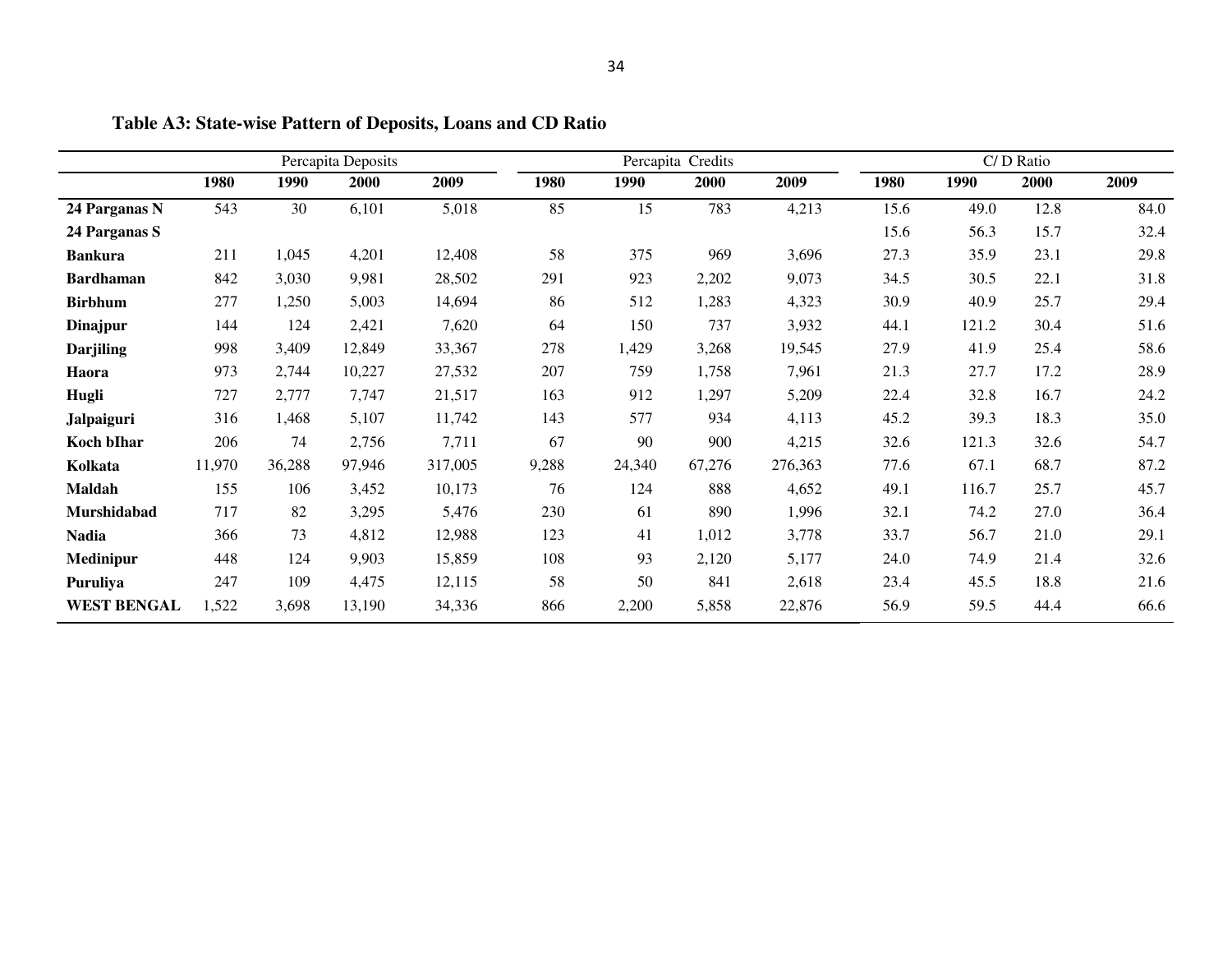**Table A3: State-wise Pattern of Deposits, Loans and CD Ratio**

| | Percapita Deposits | | | | Percapita Credits | | | | C/ D Ratio | | | |
|---|---|---|---|---|---|---|---|---|---|---|---|---|
| | 1980 | 1990 | 2000 | 2009 | 1980 | 1990 | 2000 | 2009 | 1980 | 1990 | 2000 | 2009 |
| **24 Parganas N** | 543 | 30 | 6,101 | 5,018 | 85 | 15 | 783 | 4,213 | 15.6 | 49.0 | 12.8 | 84.0 |
| **24 Parganas S** | | | | | | | | | 15.6 | 56.3 | 15.7 | 32.4 |
| **Bankura** | 211 | 1,045 | 4,201 | 12,408 | 58 | 375 | 969 | 3,696 | 27.3 | 35.9 | 23.1 | 29.8 |
| **Bardhaman** | 842 | 3,030 | 9,981 | 28,502 | 291 | 923 | 2,202 | 9,073 | 34.5 | 30.5 | 22.1 | 31.8 |
| **Birbhum** | 277 | 1,250 | 5,003 | 14,694 | 86 | 512 | 1,283 | 4,323 | 30.9 | 40.9 | 25.7 | 29.4 |
| **Dinajpur** | 144 | 124 | 2,421 | 7,620 | 64 | 150 | 737 | 3,932 | 44.1 | 121.2 | 30.4 | 51.6 |
| **Darjiling** | 998 | 3,409 | 12,849 | 33,367 | 278 | 1,429 | 3,268 | 19,545 | 27.9 | 41.9 | 25.4 | 58.6 |
| **Haora** | 973 | 2,744 | 10,227 | 27,532 | 207 | 759 | 1,758 | 7,961 | 21.3 | 27.7 | 17.2 | 28.9 |
| **Hugli** | 727 | 2,777 | 7,747 | 21,517 | 163 | 912 | 1,297 | 5,209 | 22.4 | 32.8 | 16.7 | 24.2 |
| **Jalpaiguri** | 316 | 1,468 | 5,107 | 11,742 | 143 | 577 | 934 | 4,113 | 45.2 | 39.3 | 18.3 | 35.0 |
| **Koch bIhar** | 206 | 74 | 2,756 | 7,711 | 67 | 90 | 900 | 4,215 | 32.6 | 121.3 | 32.6 | 54.7 |
| **Kolkata** | 11,970 | 36,288 | 97,946 | 317,005 | 9,288 | 24,340 | 67,276 | 276,363 | 77.6 | 67.1 | 68.7 | 87.2 |
| **Maldah** | 155 | 106 | 3,452 | 10,173 | 76 | 124 | 888 | 4,652 | 49.1 | 116.7 | 25.7 | 45.7 |
| **Murshidabad** | 717 | 82 | 3,295 | 5,476 | 230 | 61 | 890 | 1,996 | 32.1 | 74.2 | 27.0 | 36.4 |
| **Nadia** | 366 | 73 | 4,812 | 12,988 | 123 | 41 | 1,012 | 3,778 | 33.7 | 56.7 | 21.0 | 29.1 |
| **Medinipur** | 448 | 124 | 9,903 | 15,859 | 108 | 93 | 2,120 | 5,177 | 24.0 | 74.9 | 21.4 | 32.6 |
| **Puruliya** | 247 | 109 | 4,475 | 12,115 | 58 | 50 | 841 | 2,618 | 23.4 | 45.5 | 18.8 | 21.6 |
| **WEST BENGAL** | 1,522 | 3,698 | 13,190 | 34,336 | 866 | 2,200 | 5,858 | 22,876 | 56.9 | 59.5 | 44.4 | 66.6 |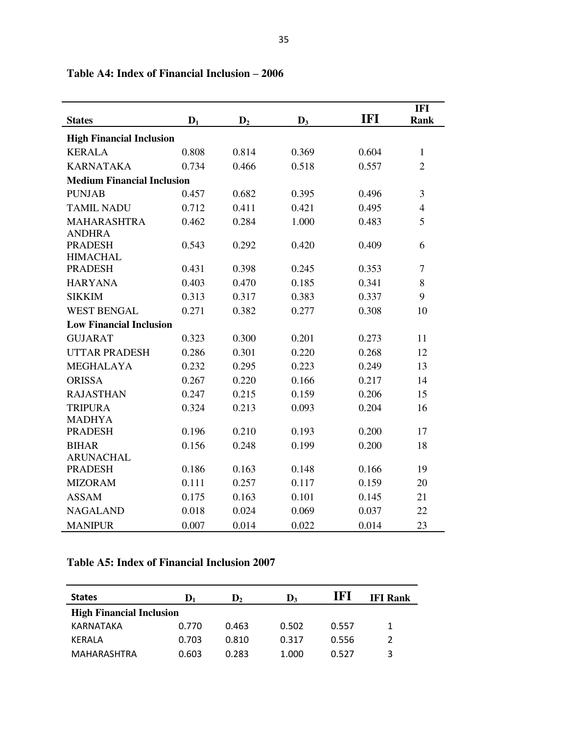**Table A4: Index of Financial Inclusion – 2006**

| States | $D_1$ | $D_2$ | $D_3$ | IFI | IFI Rank |
|---|---|---|---|---|---|
| **High Financial Inclusion** | | | | | |
| KERALA | 0.808 | 0.814 | 0.369 | 0.604 | 1 |
| KARNATAKA | 0.734 | 0.466 | 0.518 | 0.557 | 2 |
| **Medium Financial Inclusion** | | | | | |
| PUNJAB | 0.457 | 0.682 | 0.395 | 0.496 | 3 |
| TAMIL NADU | 0.712 | 0.411 | 0.421 | 0.495 | 4 |
| MAHARASHTRA | 0.462 | 0.284 | 1.000 | 0.483 | 5 |
| ANDHRA PRADESH | 0.543 | 0.292 | 0.420 | 0.409 | 6 |
| HIMACHAL PRADESH | 0.431 | 0.398 | 0.245 | 0.353 | 7 |
| HARYANA | 0.403 | 0.470 | 0.185 | 0.341 | 8 |
| SIKKIM | 0.313 | 0.317 | 0.383 | 0.337 | 9 |
| WEST BENGAL | 0.271 | 0.382 | 0.277 | 0.308 | 10 |
| **Low Financial Inclusion** | | | | | |
| GUJARAT | 0.323 | 0.300 | 0.201 | 0.273 | 11 |
| UTTAR PRADESH | 0.286 | 0.301 | 0.220 | 0.268 | 12 |
| MEGHALAYA | 0.232 | 0.295 | 0.223 | 0.249 | 13 |
| ORISSA | 0.267 | 0.220 | 0.166 | 0.217 | 14 |
| RAJASTHAN | 0.247 | 0.215 | 0.159 | 0.206 | 15 |
| TRIPURA | 0.324 | 0.213 | 0.093 | 0.204 | 16 |
| MADHYA PRADESH | 0.196 | 0.210 | 0.193 | 0.200 | 17 |
| BIHAR | 0.156 | 0.248 | 0.199 | 0.200 | 18 |
| ARUNACHAL PRADESH | 0.186 | 0.163 | 0.148 | 0.166 | 19 |
| MIZORAM | 0.111 | 0.257 | 0.117 | 0.159 | 20 |
| ASSAM | 0.175 | 0.163 | 0.101 | 0.145 | 21 |
| NAGALAND | 0.018 | 0.024 | 0.069 | 0.037 | 22 |
| MANIPUR | 0.007 | 0.014 | 0.022 | 0.014 | 23 |

**Table A5: Index of Financial Inclusion 2007**

| States | $D_1$ | $D_2$ | $D_3$ | IFI | IFI Rank |
|---|---|---|---|---|---|
| **High Financial Inclusion** | | | | | |
| KARNATAKA | 0.770 | 0.463 | 0.502 | 0.557 | 1 |
| KERALA | 0.703 | 0.810 | 0.317 | 0.556 | 2 |
| MAHARASHTRA | 0.603 | 0.283 | 1.000 | 0.527 | 3 |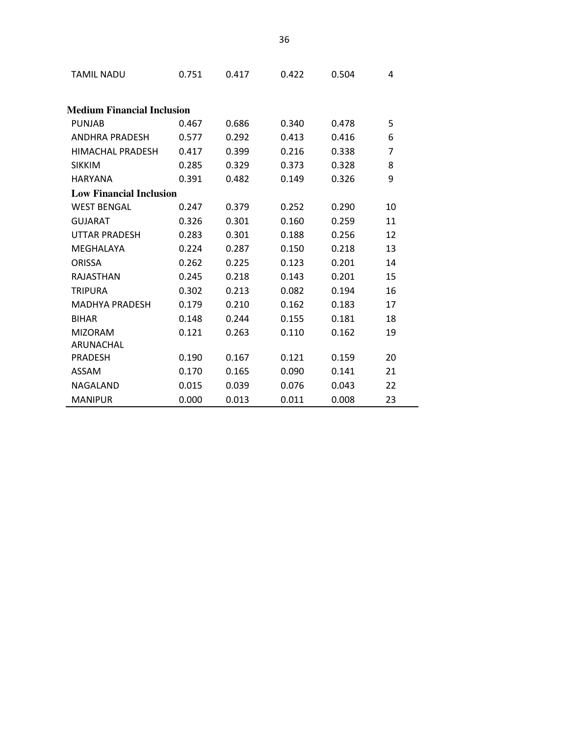| | | | | | |
|---|---|---|---|---|---|
| TAMIL NADU | 0.751 | 0.417 | 0.422 | 0.504 | 4 |
| **Medium Financial Inclusion** | | | | | |
| PUNJAB | 0.467 | 0.686 | 0.340 | 0.478 | 5 |
| ANDHRA PRADESH | 0.577 | 0.292 | 0.413 | 0.416 | 6 |
| HIMACHAL PRADESH | 0.417 | 0.399 | 0.216 | 0.338 | 7 |
| SIKKIM | 0.285 | 0.329 | 0.373 | 0.328 | 8 |
| HARYANA | 0.391 | 0.482 | 0.149 | 0.326 | 9 |
| **Low Financial Inclusion** | | | | | |
| WEST BENGAL | 0.247 | 0.379 | 0.252 | 0.290 | 10 |
| GUJARAT | 0.326 | 0.301 | 0.160 | 0.259 | 11 |
| UTTAR PRADESH | 0.283 | 0.301 | 0.188 | 0.256 | 12 |
| MEGHALAYA | 0.224 | 0.287 | 0.150 | 0.218 | 13 |
| ORISSA | 0.262 | 0.225 | 0.123 | 0.201 | 14 |
| RAJASTHAN | 0.245 | 0.218 | 0.143 | 0.201 | 15 |
| TRIPURA | 0.302 | 0.213 | 0.082 | 0.194 | 16 |
| MADHYA PRADESH | 0.179 | 0.210 | 0.162 | 0.183 | 17 |
| BIHAR | 0.148 | 0.244 | 0.155 | 0.181 | 18 |
| MIZORAM | 0.121 | 0.263 | 0.110 | 0.162 | 19 |
| ARUNACHAL PRADESH | 0.190 | 0.167 | 0.121 | 0.159 | 20 |
| ASSAM | 0.170 | 0.165 | 0.090 | 0.141 | 21 |
| NAGALAND | 0.015 | 0.039 | 0.076 | 0.043 | 22 |
| MANIPUR | 0.000 | 0.013 | 0.011 | 0.008 | 23 |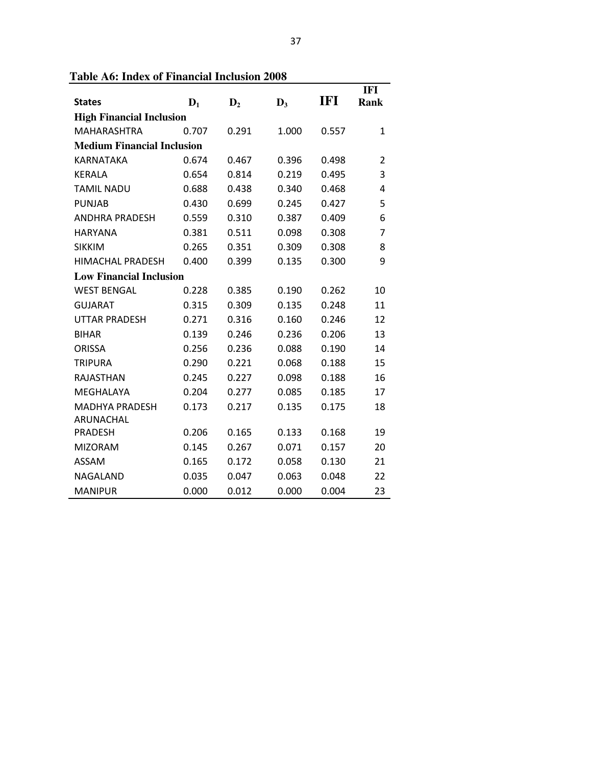**Table A6: Index of Financial Inclusion 2008**

| States | $D_1$ | $D_2$ | $D_3$ | IFI | IFI Rank |
|---|---|---|---|---|---|
| **High Financial Inclusion** | | | | | |
| MAHARASHTRA | 0.707 | 0.291 | 1.000 | 0.557 | 1 |
| **Medium Financial Inclusion** | | | | | |
| KARNATAKA | 0.674 | 0.467 | 0.396 | 0.498 | 2 |
| KERALA | 0.654 | 0.814 | 0.219 | 0.495 | 3 |
| TAMIL NADU | 0.688 | 0.438 | 0.340 | 0.468 | 4 |
| PUNJAB | 0.430 | 0.699 | 0.245 | 0.427 | 5 |
| ANDHRA PRADESH | 0.559 | 0.310 | 0.387 | 0.409 | 6 |
| HARYANA | 0.381 | 0.511 | 0.098 | 0.308 | 7 |
| SIKKIM | 0.265 | 0.351 | 0.309 | 0.308 | 8 |
| HIMACHAL PRADESH | 0.400 | 0.399 | 0.135 | 0.300 | 9 |
| **Low Financial Inclusion** | | | | | |
| WEST BENGAL | 0.228 | 0.385 | 0.190 | 0.262 | 10 |
| GUJARAT | 0.315 | 0.309 | 0.135 | 0.248 | 11 |
| UTTAR PRADESH | 0.271 | 0.316 | 0.160 | 0.246 | 12 |
| BIHAR | 0.139 | 0.246 | 0.236 | 0.206 | 13 |
| ORISSA | 0.256 | 0.236 | 0.088 | 0.190 | 14 |
| TRIPURA | 0.290 | 0.221 | 0.068 | 0.188 | 15 |
| RAJASTHAN | 0.245 | 0.227 | 0.098 | 0.188 | 16 |
| MEGHALAYA | 0.204 | 0.277 | 0.085 | 0.185 | 17 |
| MADHYA PRADESH | 0.173 | 0.217 | 0.135 | 0.175 | 18 |
| ARUNACHAL PRADESH | 0.206 | 0.165 | 0.133 | 0.168 | 19 |
| MIZORAM | 0.145 | 0.267 | 0.071 | 0.157 | 20 |
| ASSAM | 0.165 | 0.172 | 0.058 | 0.130 | 21 |
| NAGALAND | 0.035 | 0.047 | 0.063 | 0.048 | 22 |
| MANIPUR | 0.000 | 0.012 | 0.000 | 0.004 | 23 |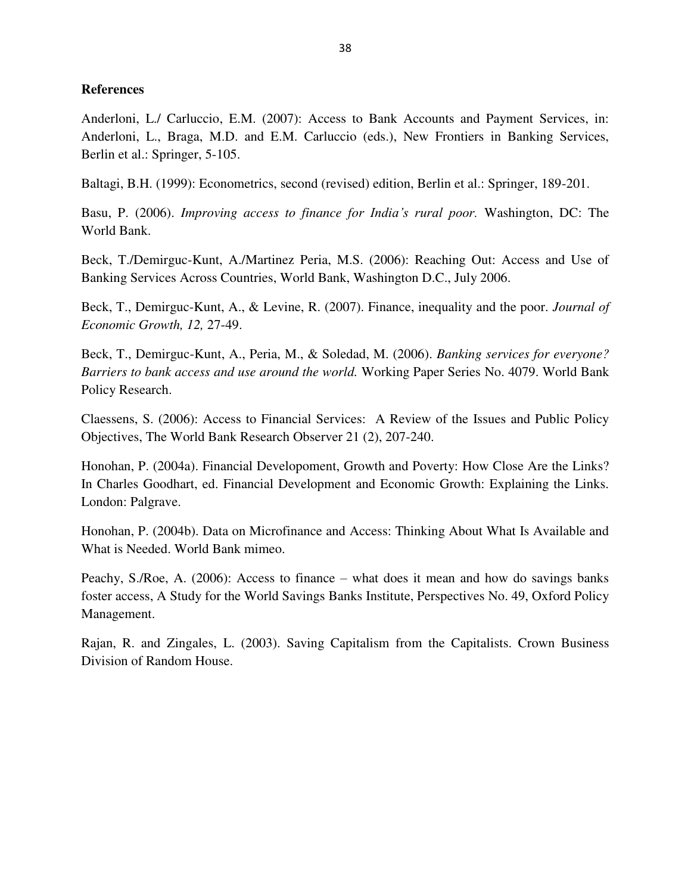## References

Anderloni, L./ Carluccio, E.M. (2007): Access to Bank Accounts and Payment Services, in: Anderloni, L., Braga, M.D. and E.M. Carluccio (eds.), New Frontiers in Banking Services, Berlin et al.: Springer, 5-105.

Baltagi, B.H. (1999): Econometrics, second (revised) edition, Berlin et al.: Springer, 189-201.

Basu, P. (2006). *Improving access to finance for India's rural poor.* Washington, DC: The World Bank.

Beck, T./Demirguc-Kunt, A./Martinez Peria, M.S. (2006): Reaching Out: Access and Use of Banking Services Across Countries, World Bank, Washington D.C., July 2006.

Beck, T., Demirguc-Kunt, A., & Levine, R. (2007). Finance, inequality and the poor. *Journal of Economic Growth, 12,* 27-49.

Beck, T., Demirguc-Kunt, A., Peria, M., & Soledad, M. (2006). *Banking services for everyone? Barriers to bank access and use around the world.* Working Paper Series No. 4079. World Bank Policy Research.

Claessens, S. (2006): Access to Financial Services: A Review of the Issues and Public Policy Objectives, The World Bank Research Observer 21 (2), 207-240.

Honohan, P. (2004a). Financial Developoment, Growth and Poverty: How Close Are the Links? In Charles Goodhart, ed. Financial Development and Economic Growth: Explaining the Links. London: Palgrave.

Honohan, P. (2004b). Data on Microfinance and Access: Thinking About What Is Available and What is Needed. World Bank mimeo.

Peachy, S./Roe, A. (2006): Access to finance – what does it mean and how do savings banks foster access, A Study for the World Savings Banks Institute, Perspectives No. 49, Oxford Policy Management.

Rajan, R. and Zingales, L. (2003). Saving Capitalism from the Capitalists. Crown Business Division of Random House.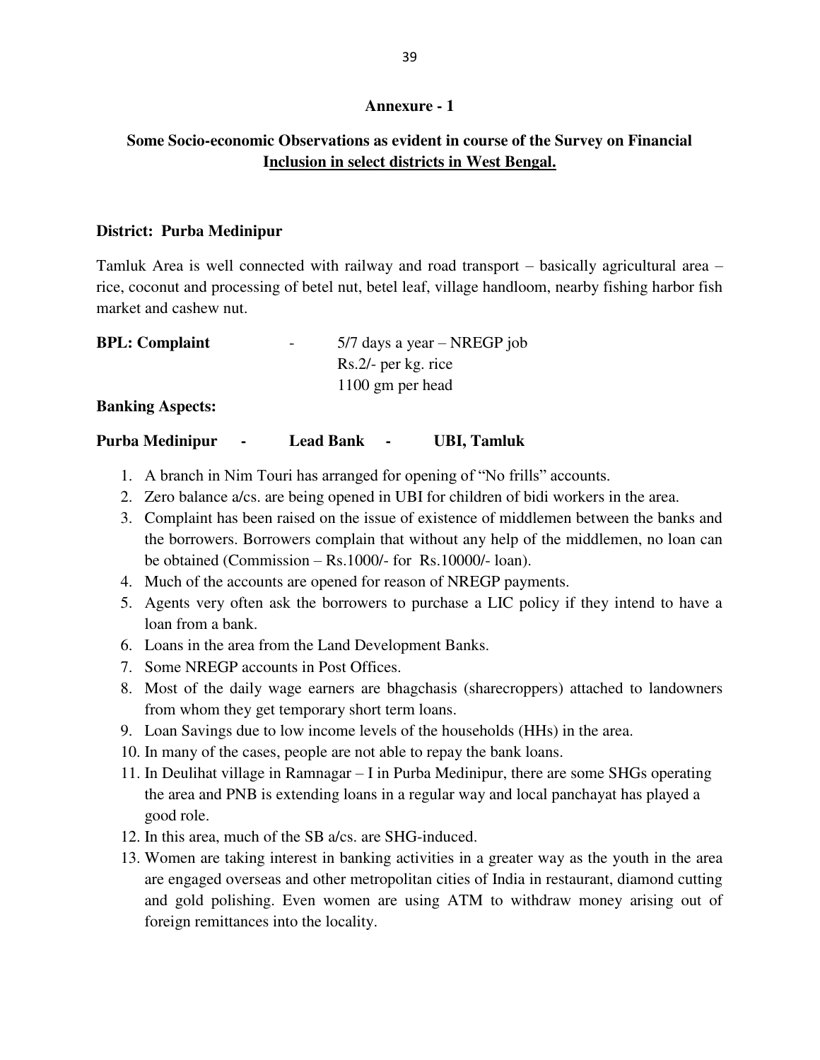**Annexure - 1**

**Some Socio-economic Observations as evident in course of the Survey on Financial Inclusion in select districts in West Bengal.**

**District: Purba Medinipur**

Tamluk Area is well connected with railway and road transport – basically agricultural area – rice, coconut and processing of betel nut, betel leaf, village handloom, nearby fishing harbor fish market and cashew nut.

**BPL: Complaint** - 5/7 days a year – NREGP job
Rs.2/- per kg. rice
1100 gm per head

**Banking Aspects:**

**Purba Medinipur - Lead Bank - UBI, Tamluk**

1. A branch in Nim Touri has arranged for opening of "No frills" accounts.
2. Zero balance a/cs. are being opened in UBI for children of bidi workers in the area.
3. Complaint has been raised on the issue of existence of middlemen between the banks and the borrowers. Borrowers complain that without any help of the middlemen, no loan can be obtained (Commission – Rs.1000/- for Rs.10000/- loan).
4. Much of the accounts are opened for reason of NREGP payments.
5. Agents very often ask the borrowers to purchase a LIC policy if they intend to have a loan from a bank.
6. Loans in the area from the Land Development Banks.
7. Some NREGP accounts in Post Offices.
8. Most of the daily wage earners are bhagchasis (sharecroppers) attached to landowners from whom they get temporary short term loans.
9. Loan Savings due to low income levels of the households (HHs) in the area.
10. In many of the cases, people are not able to repay the bank loans.
11. In Deulihat village in Ramnagar – I in Purba Medinipur, there are some SHGs operating the area and PNB is extending loans in a regular way and local panchayat has played a good role.
12. In this area, much of the SB a/cs. are SHG-induced.
13. Women are taking interest in banking activities in a greater way as the youth in the area are engaged overseas and other metropolitan cities of India in restaurant, diamond cutting and gold polishing. Even women are using ATM to withdraw money arising out of foreign remittances into the locality.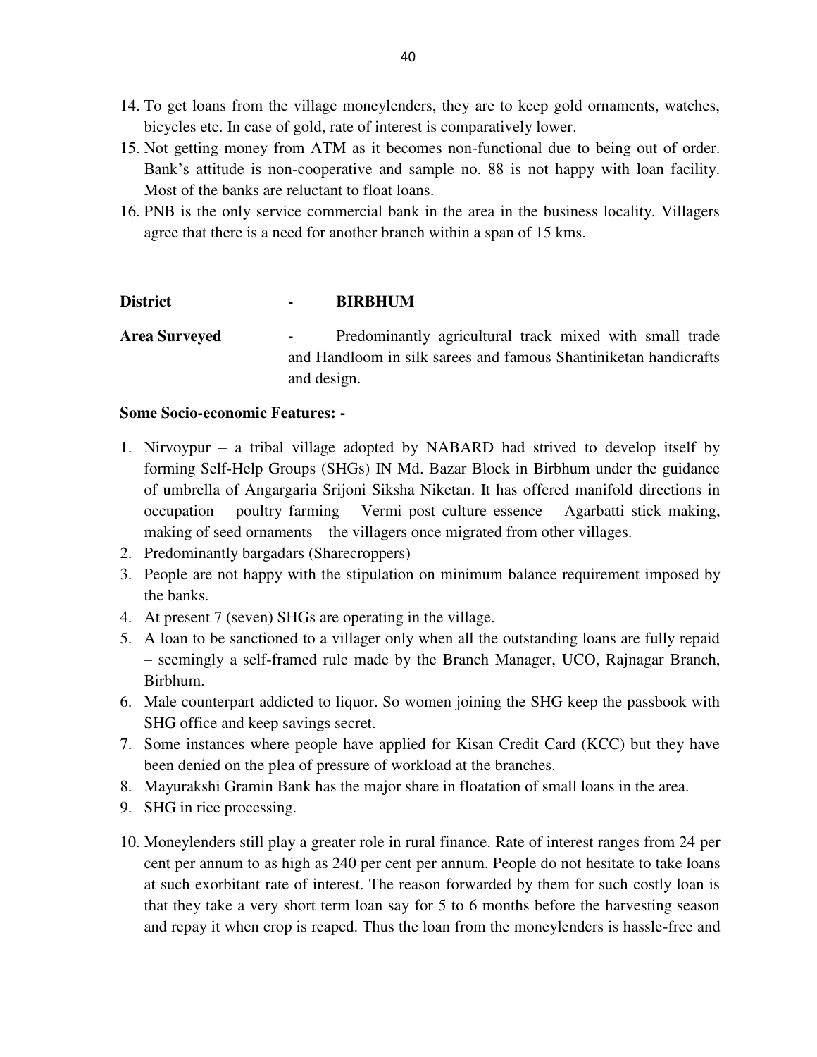14. To get loans from the village moneylenders, they are to keep gold ornaments, watches, bicycles etc. In case of gold, rate of interest is comparatively lower.
15. Not getting money from ATM as it becomes non-functional due to being out of order. Bank's attitude is non-cooperative and sample no. 88 is not happy with loan facility. Most of the banks are reluctant to float loans.
16. PNB is the only service commercial bank in the area in the business locality. Villagers agree that there is a need for another branch within a span of 15 kms.

**District** - **BIRBHUM**

**Area Surveyed** - Predominantly agricultural track mixed with small trade and Handloom in silk sarees and famous Shantiniketan handicrafts and design.

**Some Socio-economic Features: -**

1. Nirvoypur – a tribal village adopted by NABARD had strived to develop itself by forming Self-Help Groups (SHGs) IN Md. Bazar Block in Birbhum under the guidance of umbrella of Angargaria Srijoni Siksha Niketan. It has offered manifold directions in occupation – poultry farming – Vermi post culture essence – Agarbatti stick making, making of seed ornaments – the villagers once migrated from other villages.
2. Predominantly bargadars (Sharecroppers)
3. People are not happy with the stipulation on minimum balance requirement imposed by the banks.
4. At present 7 (seven) SHGs are operating in the village.
5. A loan to be sanctioned to a villager only when all the outstanding loans are fully repaid – seemingly a self-framed rule made by the Branch Manager, UCO, Rajnagar Branch, Birbhum.
6. Male counterpart addicted to liquor. So women joining the SHG keep the passbook with SHG office and keep savings secret.
7. Some instances where people have applied for Kisan Credit Card (KCC) but they have been denied on the plea of pressure of workload at the branches.
8. Mayurakshi Gramin Bank has the major share in floatation of small loans in the area.
9. SHG in rice processing.
10. Moneylenders still play a greater role in rural finance. Rate of interest ranges from 24 per cent per annum to as high as 240 per cent per annum. People do not hesitate to take loans at such exorbitant rate of interest. The reason forwarded by them for such costly loan is that they take a very short term loan say for 5 to 6 months before the harvesting season and repay it when crop is reaped. Thus the loan from the moneylenders is hassle-free and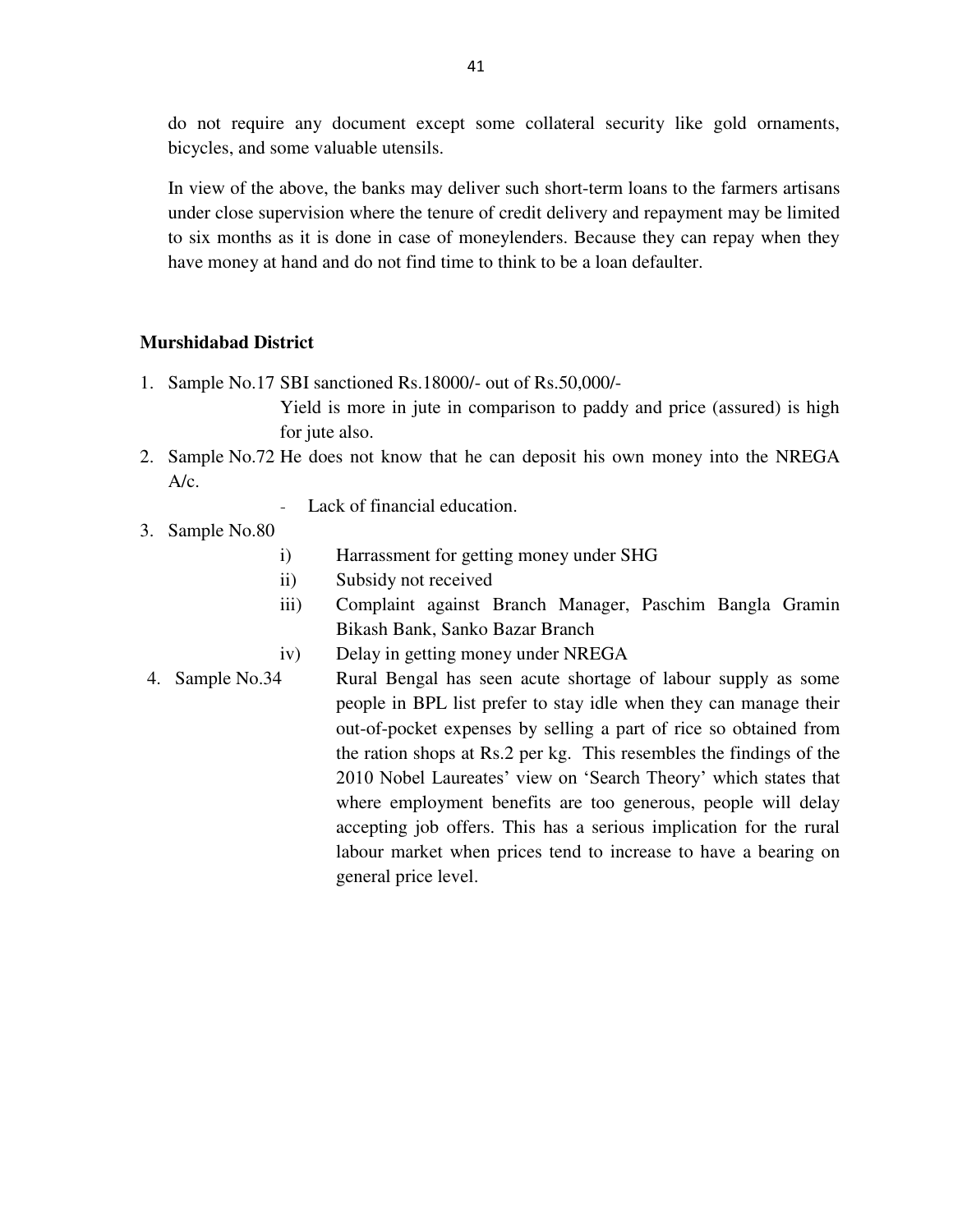do not require any document except some collateral security like gold ornaments, bicycles, and some valuable utensils.

In view of the above, the banks may deliver such short-term loans to the farmers artisans under close supervision where the tenure of credit delivery and repayment may be limited to six months as it is done in case of moneylenders. Because they can repay when they have money at hand and do not find time to think to be a loan defaulter.

**Murshidabad District**

1. Sample No.17 SBI sanctioned Rs.18000/- out of Rs.50,000/-

   Yield is more in jute in comparison to paddy and price (assured) is high for jute also.

2. Sample No.72 He does not know that he can deposit his own money into the NREGA A/c.

   - Lack of financial education.

3. Sample No.80

   i) Harrassment for getting money under SHG

   ii) Subsidy not received

   iii) Complaint against Branch Manager, Paschim Bangla Gramin Bikash Bank, Sanko Bazar Branch

   iv) Delay in getting money under NREGA

4. Sample No.34 Rural Bengal has seen acute shortage of labour supply as some people in BPL list prefer to stay idle when they can manage their out-of-pocket expenses by selling a part of rice so obtained from the ration shops at Rs.2 per kg. This resembles the findings of the 2010 Nobel Laureates' view on 'Search Theory' which states that where employment benefits are too generous, people will delay accepting job offers. This has a serious implication for the rural labour market when prices tend to increase to have a bearing on general price level.